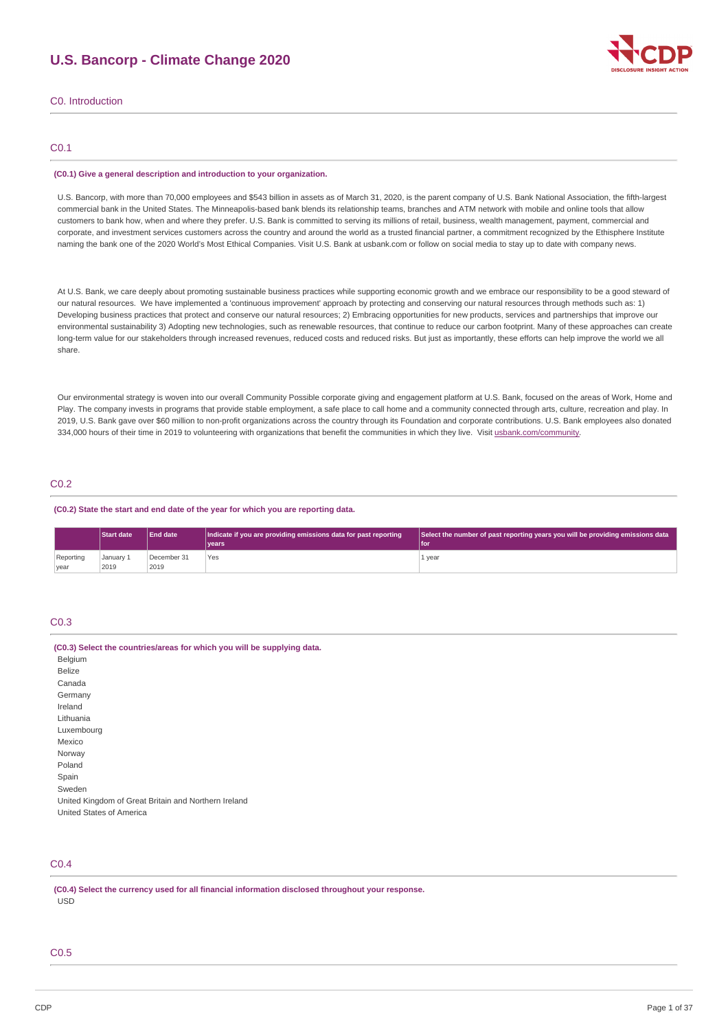# U.S. Bancorp - Climate Change 2020

## C0. Introduction

### C0.1

**(C0.1) Give a general description and introduction to your organization.**

U.S. Bancorp, with more than 70,000 employees and $543 billion in assets as of March 31, 2020, is the parent company of U.S. Bank National Association, the fifth-largest commercial bank in the United States. The Minneapolis-based bank blends its relationship teams, branches and ATM network with mobile and online tools that allow customers to bank how, when and where they prefer. U.S. Bank is committed to serving its millions of retail, business, wealth management, payment, commercial and corporate, and investment services customers across the country and around the world as a trusted financial partner, a commitment recognized by the Ethisphere Institute naming the bank one of the 2020 World's Most Ethical Companies. Visit U.S. Bank at usbank.com or follow on social media to stay up to date with company news.

At U.S. Bank, we care deeply about promoting sustainable business practices while supporting economic growth and we embrace our responsibility to be a good steward of our natural resources. We have implemented a 'continuous improvement' approach by protecting and conserving our natural resources through methods such as: 1) Developing business practices that protect and conserve our natural resources; 2) Embracing opportunities for new products, services and partnerships that improve our environmental sustainability 3) Adopting new technologies, such as renewable resources, that continue to reduce our carbon footprint. Many of these approaches can create long-term value for our stakeholders through increased revenues, reduced costs and reduced risks. But just as importantly, these efforts can help improve the world we all share.

Our environmental strategy is woven into our overall Community Possible corporate giving and engagement platform at U.S. Bank, focused on the areas of Work, Home and Play. The company invests in programs that provide stable employment, a safe place to call home and a community connected through arts, culture, recreation and play. In 2019, U.S. Bank gave over $60 million to non-profit organizations across the country through its Foundation and corporate contributions. U.S. Bank employees also donated 334,000 hours of their time in 2019 to volunteering with organizations that benefit the communities in which they live. Visit usbank.com/community.

### C0.2

**(C0.2) State the start and end date of the year for which you are reporting data.**

| | Start date | End date | Indicate if you are providing emissions data for past reporting years | Select the number of past reporting years you will be providing emissions data for |
|---|---|---|---|---|
| Reporting year | January 1 2019 | December 31 2019 | Yes | 1 year |

### C0.3

**(C0.3) Select the countries/areas for which you will be supplying data.**

Belgium
Belize
Canada
Germany
Ireland
Lithuania
Luxembourg
Mexico
Norway
Poland
Spain
Sweden
United Kingdom of Great Britain and Northern Ireland
United States of America

### C0.4

**(C0.4) Select the currency used for all financial information disclosed throughout your response.**

USD

### C0.5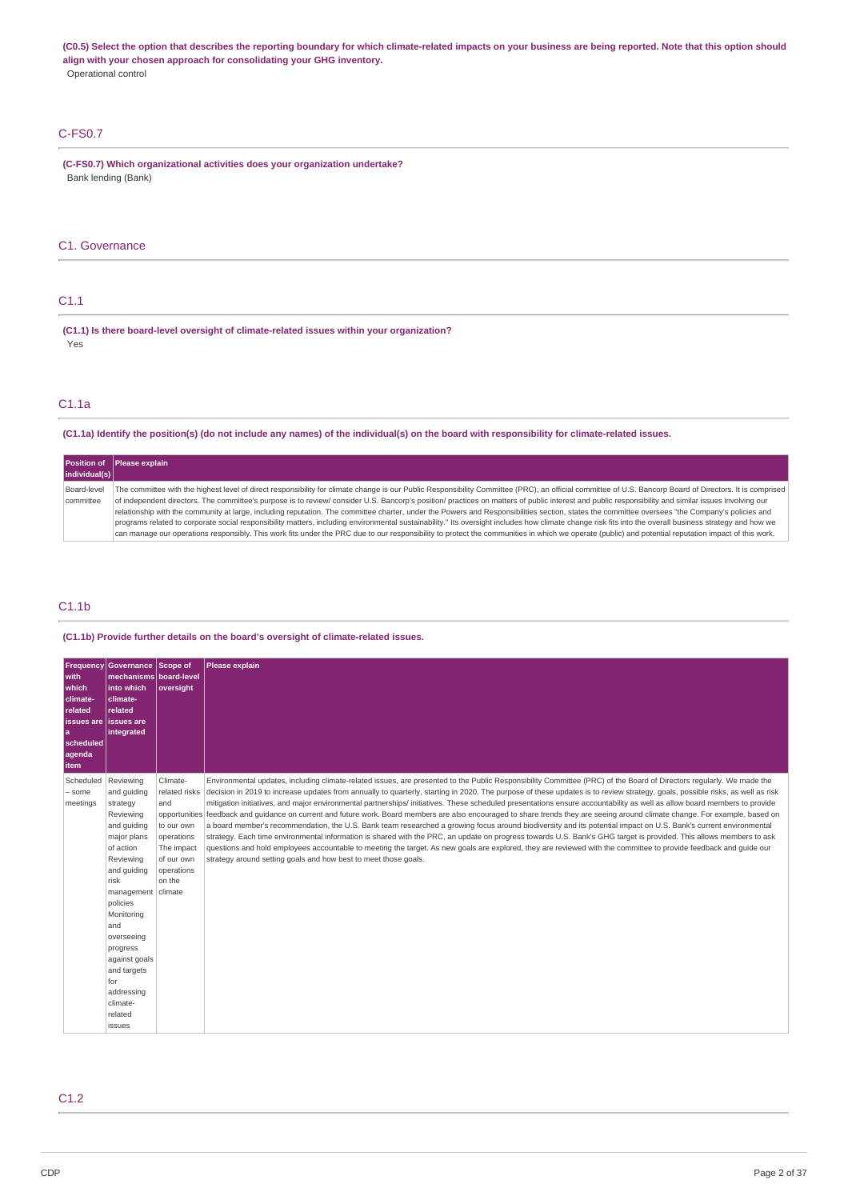**(C0.5) Select the option that describes the reporting boundary for which climate-related impacts on your business are being reported. Note that this option should align with your chosen approach for consolidating your GHG inventory.**

Operational control

## C-FS0.7

**(C-FS0.7) Which organizational activities does your organization undertake?**

Bank lending (Bank)

# C1. Governance

## C1.1

**(C1.1) Is there board-level oversight of climate-related issues within your organization?**

Yes

## C1.1a

**(C1.1a) Identify the position(s) (do not include any names) of the individual(s) on the board with responsibility for climate-related issues.**

| Position of individual(s) | Please explain |
|---|---|
| Board-level committee | The committee with the highest level of direct responsibility for climate change is our Public Responsibility Committee (PRC), an official committee of U.S. Bancorp Board of Directors. It is comprised of independent directors. The committee's purpose is to review/ consider U.S. Bancorp's position/ practices on matters of public interest and public responsibility and similar issues involving our relationship with the community at large, including reputation. The committee charter, under the Powers and Responsibilities section, states the committee oversees "the Company's policies and programs related to corporate social responsibility matters, including environmental sustainability." Its oversight includes how climate change risk fits into the overall business strategy and how we can manage our operations responsibly. This work fits under the PRC due to our responsibility to protect the communities in which we operate (public) and potential reputation impact of this work. |

## C1.1b

**(C1.1b) Provide further details on the board's oversight of climate-related issues.**

| Frequency with which climate-related issues are a scheduled agenda item | Governance mechanisms into which climate-related issues are integrated | Scope of board-level oversight | Please explain |
|---|---|---|---|
| Scheduled – some meetings | Reviewing and guiding strategy<br>Reviewing and guiding major plans of action<br>Reviewing and guiding risk management policies<br>Monitoring and overseeing progress against goals and targets for addressing climate-related issues | Climate-related risks and opportunities to our own operations<br>The impact of our own operations on the climate | Environmental updates, including climate-related issues, are presented to the Public Responsibility Committee (PRC) of the Board of Directors regularly. We made the decision in 2019 to increase updates from annually to quarterly, starting in 2020. The purpose of these updates is to review strategy, goals, possible risks, as well as risk mitigation initiatives, and major environmental partnerships/ initiatives. These scheduled presentations ensure accountability as well as allow board members to provide feedback and guidance on current and future work. Board members are also encouraged to share trends they are seeing around climate change. For example, based on a board member's recommendation, the U.S. Bank team researched a growing focus around biodiversity and its potential impact on U.S. Bank's current environmental strategy. Each time environmental information is shared with the PRC, an update on progress towards U.S. Bank's GHG target is provided. This allows members to ask questions and hold employees accountable to meeting the target. As new goals are explored, they are reviewed with the committee to provide feedback and guide our strategy around setting goals and how best to meet those goals. |

## C1.2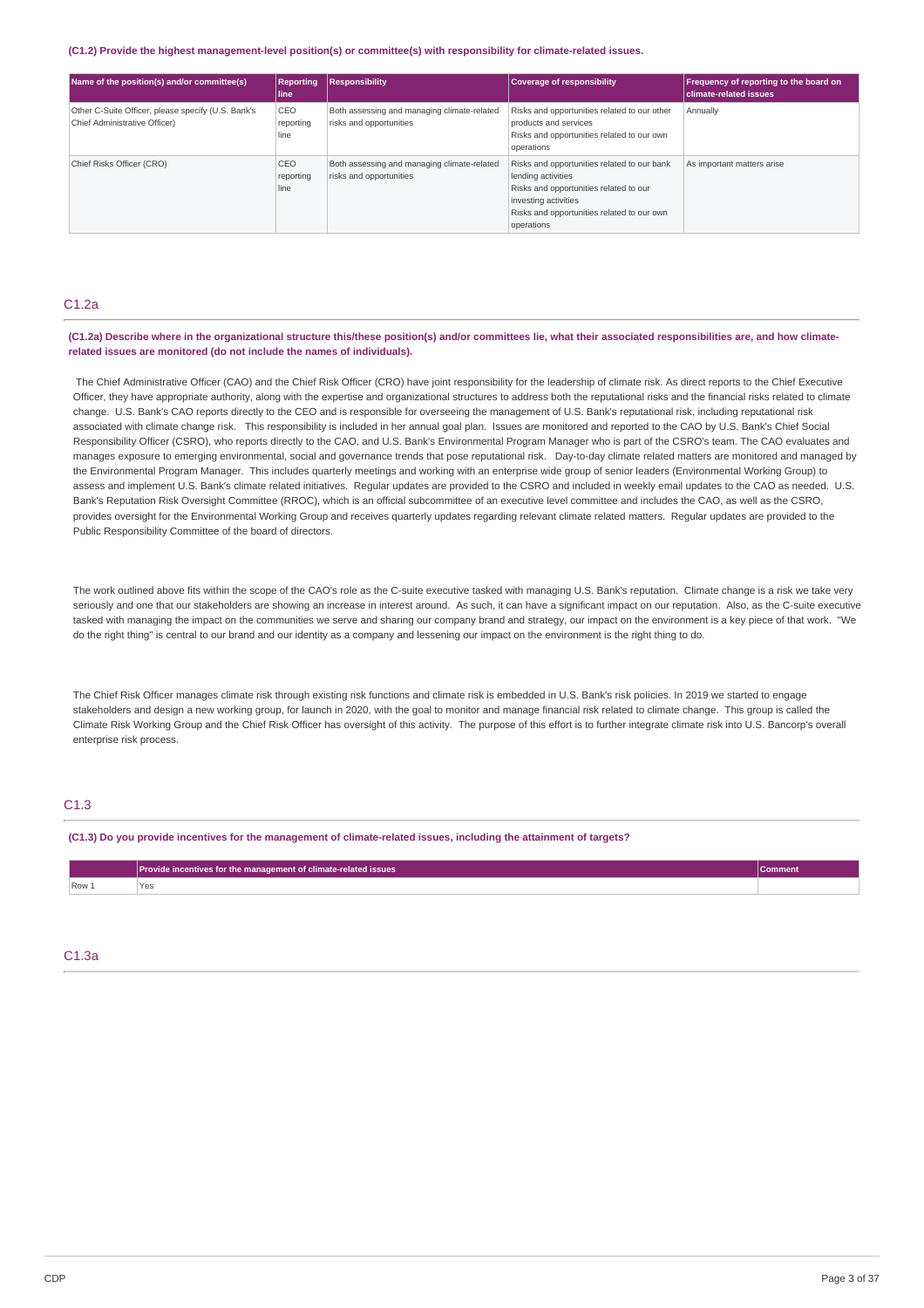**(C1.2) Provide the highest management-level position(s) or committee(s) with responsibility for climate-related issues.**

| Name of the position(s) and/or committee(s) | Reporting line | Responsibility | Coverage of responsibility | Frequency of reporting to the board on climate-related issues |
|---|---|---|---|---|
| Other C-Suite Officer, please specify (U.S. Bank's Chief Administrative Officer) | CEO reporting line | Both assessing and managing climate-related risks and opportunities | Risks and opportunities related to our other products and services<br>Risks and opportunities related to our own operations | Annually |
| Chief Risks Officer (CRO) | CEO reporting line | Both assessing and managing climate-related risks and opportunities | Risks and opportunities related to our bank lending activities<br>Risks and opportunities related to our investing activities<br>Risks and opportunities related to our own operations | As important matters arise |

## C1.2a

**(C1.2a) Describe where in the organizational structure this/these position(s) and/or committees lie, what their associated responsibilities are, and how climate-related issues are monitored (do not include the names of individuals).**

The Chief Administrative Officer (CAO) and the Chief Risk Officer (CRO) have joint responsibility for the leadership of climate risk. As direct reports to the Chief Executive Officer, they have appropriate authority, along with the expertise and organizational structures to address both the reputational risks and the financial risks related to climate change. U.S. Bank's CAO reports directly to the CEO and is responsible for overseeing the management of U.S. Bank's reputational risk, including reputational risk associated with climate change risk. This responsibility is included in her annual goal plan. Issues are monitored and reported to the CAO by U.S. Bank's Chief Social Responsibility Officer (CSRO), who reports directly to the CAO, and U.S. Bank's Environmental Program Manager who is part of the CSRO's team. The CAO evaluates and manages exposure to emerging environmental, social and governance trends that pose reputational risk. Day-to-day climate related matters are monitored and managed by the Environmental Program Manager. This includes quarterly meetings and working with an enterprise wide group of senior leaders (Environmental Working Group) to assess and implement U.S. Bank's climate related initiatives. Regular updates are provided to the CSRO and included in weekly email updates to the CAO as needed. U.S. Bank's Reputation Risk Oversight Committee (RROC), which is an official subcommittee of an executive level committee and includes the CAO, as well as the CSRO, provides oversight for the Environmental Working Group and receives quarterly updates regarding relevant climate related matters. Regular updates are provided to the Public Responsibility Committee of the board of directors.

The work outlined above fits within the scope of the CAO's role as the C-suite executive tasked with managing U.S. Bank's reputation. Climate change is a risk we take very seriously and one that our stakeholders are showing an increase in interest around. As such, it can have a significant impact on our reputation. Also, as the C-suite executive tasked with managing the impact on the communities we serve and sharing our company brand and strategy, our impact on the environment is a key piece of that work. "We do the right thing" is central to our brand and our identity as a company and lessening our impact on the environment is the right thing to do.

The Chief Risk Officer manages climate risk through existing risk functions and climate risk is embedded in U.S. Bank's risk policies. In 2019 we started to engage stakeholders and design a new working group, for launch in 2020, with the goal to monitor and manage financial risk related to climate change. This group is called the Climate Risk Working Group and the Chief Risk Officer has oversight of this activity. The purpose of this effort is to further integrate climate risk into U.S. Bancorp's overall enterprise risk process.

## C1.3

**(C1.3) Do you provide incentives for the management of climate-related issues, including the attainment of targets?**

| | Provide incentives for the management of climate-related issues | Comment |
|---|---|---|
| Row 1 | Yes | |

## C1.3a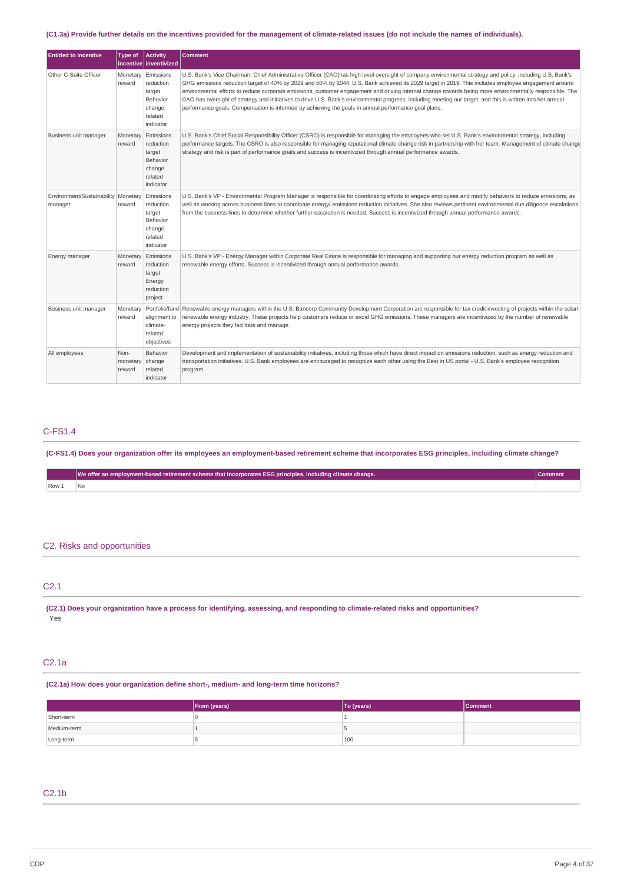**(C1.3a) Provide further details on the incentives provided for the management of climate-related issues (do not include the names of individuals).**

| Entitled to incentive | Type of incentive | Activity inventivized | Comment |
|---|---|---|---|
| Other C-Suite Officer | Monetary reward | Emissions reduction target Behavior change related indicator | U.S. Bank's Vice Chairman, Chief Administrative Officer (CAO)has high level oversight of company environmental strategy and policy, including U.S. Bank's GHG emissions reduction target of 40% by 2029 and 60% by 2044. U.S. Bank achieved its 2029 target in 2019. This includes employee engagement around environmental efforts to reduce corporate emissions, customer engagement and driving internal change towards being more environmentally responsible. The CAO has oversight of strategy and initiatives to drive U.S. Bank's environmental progress, including meeting our target, and this is written into her annual performance goals. Compensation is informed by achieving the goals in annual performance goal plans. |
| Business unit manager | Monetary reward | Emissions reduction target Behavior change related indicator | U.S. Bank's Chief Social Responsibility Officer (CSRO) is responsible for managing the employees who set U.S. Bank's environmental strategy, including performance targets. The CSRO is also responsible for managing reputational climate change risk in partnership with her team. Management of climate change strategy and risk is part of performance goals and success is incentivized through annual performance awards. |
| Environment/Sustainability manager | Monetary reward | Emissions reduction target Behavior change related indicator | U.S. Bank's VP - Environmental Program Manager is responsible for coordinating efforts to engage employees and modify behaviors to reduce emissions, as well as working across business lines to coordinate energy/ emissions reduction initiatives. She also reviews pertinent environmental due diligence escalations from the business lines to determine whether further escalation is needed. Success is incentivized through annual performance awards. |
| Energy manager | Monetary reward | Emissions reduction target Energy reduction project | U.S. Bank's VP - Energy Manager within Corporate Real Estate is responsible for managing and supporting our energy reduction program as well as renewable energy efforts. Success is incentivized through annual performance awards. |
| Business unit manager | Monetary reward | Portfolio/fund alignment to climate-related objectives | Renewable energy managers within the U.S. Bancorp Community Development Corporation are responsible for tax credit investing of projects within the solar/ renewable energy industry. These projects help customers reduce or avoid GHG emissions. These managers are incentivized by the number of renewable energy projects they facilitate and manage. |
| All employees | Non-monetary reward | Behavior change related indicator | Development and implementation of sustainability initiatives, including those which have direct impact on emissions reduction, such as energy reduction and transportation initiatives. U.S. Bank employees are encouraged to recognize each other using the Best in US portal - U.S. Bank's employee recognition program. |

## C-FS1.4

**(C-FS1.4) Does your organization offer its employees an employment-based retirement scheme that incorporates ESG principles, including climate change?**

| | We offer an employment-based retirement scheme that incorporates ESG principles, including climate change. | Comment |
|---|---|---|
| Row 1 | No | |

# C2. Risks and opportunities

## C2.1

**(C2.1) Does your organization have a process for identifying, assessing, and responding to climate-related risks and opportunities?**

Yes

## C2.1a

**(C2.1a) How does your organization define short-, medium- and long-term time horizons?**

| | From (years) | To (years) | Comment |
|---|---|---|---|
| Short-term | 0 | 1 | |
| Medium-term | 1 | 5 | |
| Long-term | 5 | 100 | |

## C2.1b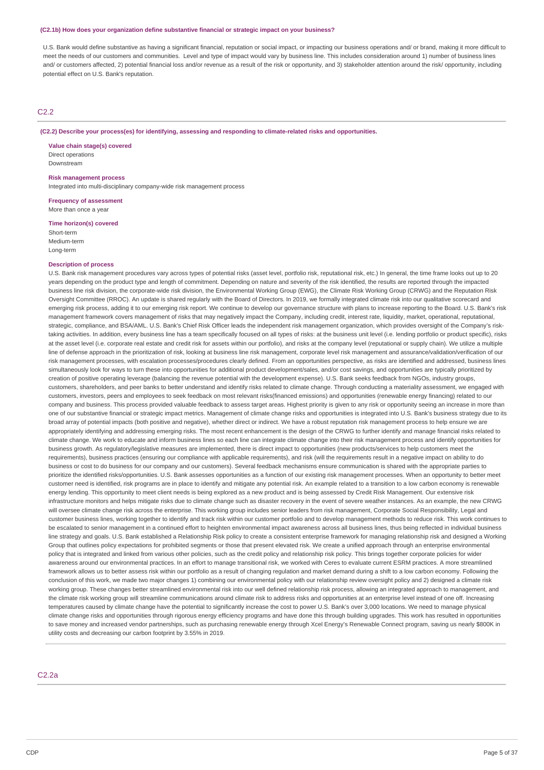**(C2.1b) How does your organization define substantive financial or strategic impact on your business?**

U.S. Bank would define substantive as having a significant financial, reputation or social impact, or impacting our business operations and/ or brand, making it more difficult to meet the needs of our customers and communities. Level and type of impact would vary by business line. This includes consideration around 1) number of business lines and/ or customers affected, 2) potential financial loss and/or revenue as a result of the risk or opportunity, and 3) stakeholder attention around the risk/ opportunity, including potential effect on U.S. Bank's reputation.

## C2.2

**(C2.2) Describe your process(es) for identifying, assessing and responding to climate-related risks and opportunities.**

**Value chain stage(s) covered**
Direct operations
Downstream

**Risk management process**
Integrated into multi-disciplinary company-wide risk management process

**Frequency of assessment**
More than once a year

**Time horizon(s) covered**
Short-term
Medium-term
Long-term

**Description of process**
U.S. Bank risk management procedures vary across types of potential risks (asset level, portfolio risk, reputational risk, etc.) In general, the time frame looks out up to 20 years depending on the product type and length of commitment. Depending on nature and severity of the risk identified, the results are reported through the impacted business line risk division, the corporate-wide risk division, the Environmental Working Group (EWG), the Climate Risk Working Group (CRWG) and the Reputation Risk Oversight Committee (RROC). An update is shared regularly with the Board of Directors. In 2019, we formally integrated climate risk into our qualitative scorecard and emerging risk process, adding it to our emerging risk report. We continue to develop our governance structure with plans to increase reporting to the Board. U.S. Bank's risk management framework covers management of risks that may negatively impact the Company, including credit, interest rate, liquidity, market, operational, reputational, strategic, compliance, and BSA/AML. U.S. Bank's Chief Risk Officer leads the independent risk management organization, which provides oversight of the Company's risk-taking activities. In addition, every business line has a team specifically focused on all types of risks: at the business unit level (i.e. lending portfolio or product specific), risks at the asset level (i.e. corporate real estate and credit risk for assets within our portfolio), and risks at the company level (reputational or supply chain). We utilize a multiple line of defense approach in the prioritization of risk, looking at business line risk management, corporate level risk management and assurance/validation/verification of our risk management processes, with escalation processes/procedures clearly defined. From an opportunities perspective, as risks are identified and addressed, business lines simultaneously look for ways to turn these into opportunities for additional product development/sales, and/or cost savings, and opportunities are typically prioritized by creation of positive operating leverage (balancing the revenue potential with the development expense). U.S. Bank seeks feedback from NGOs, industry groups, customers, shareholders, and peer banks to better understand and identify risks related to climate change. Through conducting a materiality assessment, we engaged with customers, investors, peers and employees to seek feedback on most relevant risks(financed emissions) and opportunities (renewable energy financing) related to our company and business. This process provided valuable feedback to assess target areas. Highest priority is given to any risk or opportunity seeing an increase in more than one of our substantive financial or strategic impact metrics. Management of climate change risks and opportunities is integrated into U.S. Bank's business strategy due to its broad array of potential impacts (both positive and negative), whether direct or indirect. We have a robust reputation risk management process to help ensure we are appropriately identifying and addressing emerging risks. The most recent enhancement is the design of the CRWG to further identify and manage financial risks related to climate change. We work to educate and inform business lines so each line can integrate climate change into their risk management process and identify opportunities for business growth. As regulatory/legislative measures are implemented, there is direct impact to opportunities (new products/services to help customers meet the requirements), business practices (ensuring our compliance with applicable requirements), and risk (will the requirements result in a negative impact on ability to do business or cost to do business for our company and our customers). Several feedback mechanisms ensure communication is shared with the appropriate parties to prioritize the identified risks/opportunities. U.S. Bank assesses opportunities as a function of our existing risk management processes. When an opportunity to better meet customer need is identified, risk programs are in place to identify and mitigate any potential risk. An example related to a transition to a low carbon economy is renewable energy lending. This opportunity to meet client needs is being explored as a new product and is being assessed by Credit Risk Management. Our extensive risk infrastructure monitors and helps mitigate risks due to climate change such as disaster recovery in the event of severe weather instances. As an example, the new CRWG will oversee climate change risk across the enterprise. This working group includes senior leaders from risk management, Corporate Social Responsibility, Legal and customer business lines, working together to identify and track risk within our customer portfolio and to develop management methods to reduce risk. This work continues to be escalated to senior management in a continued effort to heighten environmental impact awareness across all business lines, thus being reflected in individual business line strategy and goals. U.S. Bank established a Relationship Risk policy to create a consistent enterprise framework for managing relationship risk and designed a Working Group that outlines policy expectations for prohibited segments or those that present elevated risk. We create a unified approach through an enterprise environmental policy that is integrated and linked from various other policies, such as the credit policy and relationship risk policy. This brings together corporate policies for wider awareness around our environmental practices. In an effort to manage transitional risk, we worked with Ceres to evaluate current ESRM practices. A more streamlined framework allows us to better assess risk within our portfolio as a result of changing regulation and market demand during a shift to a low carbon economy. Following the conclusion of this work, we made two major changes 1) combining our environmental policy with our relationship review oversight policy and 2) designed a climate risk working group. These changes better streamlined environmental risk into our well defined relationship risk process, allowing an integrated approach to management, and the climate risk working group will streamline communications around climate risk to address risks and opportunities at an enterprise level instead of one off. Increasing temperatures caused by climate change have the potential to significantly increase the cost to power U.S. Bank's over 3,000 locations. We need to manage physical climate change risks and opportunities through rigorous energy efficiency programs and have done this through building upgrades. This work has resulted in opportunities to save money and increased vendor partnerships, such as purchasing renewable energy through Xcel Energy's Renewable Connect program, saving us nearly $800K in utility costs and decreasing our carbon footprint by 3.55% in 2019.

## C2.2a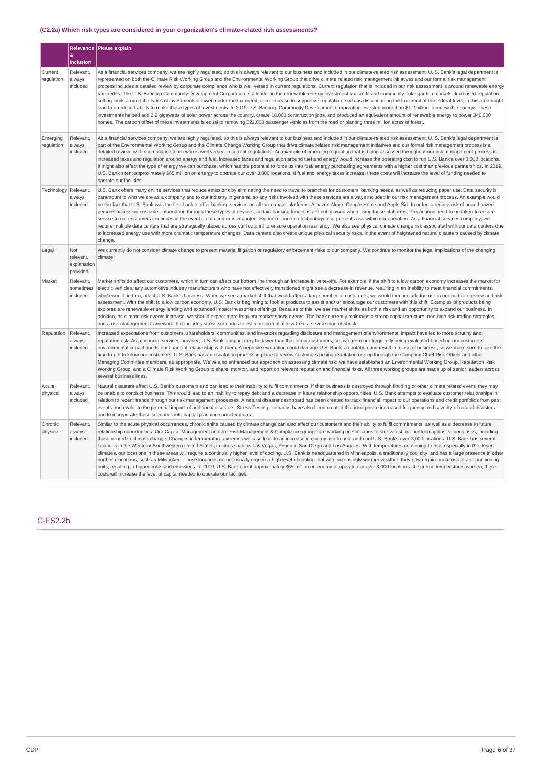### (C2.2a) Which risk types are considered in your organization's climate-related risk assessments?

| | Relevance & inclusion | Please explain |
|---|---|---|
| Current regulation | Relevant, always included | As a financial services company, we are highly regulated, so this is always relevant to our business and included in our climate-related risk assessment. U. S. Bank's legal department is represented on both the Climate Risk Working Group and the Environmental Working Group that drive climate related risk management initiatives and our formal risk management process includes a detailed review by corporate compliance who is well versed in current regulations. Current regulation that is included in our risk assessment is around renewable energy tax credits. The U.S. Bancorp Community Development Corporation is a leader in the renewable energy investment tax credit and community solar garden markets. Increased regulation, setting limits around the types of investments allowed under the tax credit, or a decrease in supportive regulation, such as discontinuing the tax credit at the federal level, in this area might lead to a reduced ability to make these types of investments. In 2019 U.S. Bancorp Community Development Corporation invested more than $1.2 billion in renewable energy. These investments helped add 2.2 gigawatts of solar power across the country, create 18,000 construction jobs, and produced an equivalent amount of renewable energy to power 340,000 homes. The carbon offset of these investments is equal to removing 522,000 passenger vehicles from the road or planting three million acres of forest. |
| Emerging regulation | Relevant, always included | As a financial services company, we are highly regulated, so this is always relevant to our business and included in our climate-related risk assessment. U. S. Bank's legal department is part of the Environmental Working Group and the Climate Change Working Group that drive climate related risk management initiatives and our formal risk management process is a detailed review by the compliance team who is well versed in current regulations. An example of emerging regulation that is being assessed throughout our risk management process is increased taxes and regulation around energy and fuel. Increased taxes and regulation around fuel and energy would increase the operating cost to run U.S. Bank's over 3,000 locations. It might also affect the type of energy we can purchase, which has the potential to force us into fuel/ energy purchasing agreements with a higher cost than previous partnerships. In 2019, U.S. Bank spent approximately $65 million on energy to operate our over 3,000 locations. If fuel and energy taxes increase, these costs will increase the level of funding needed to operate our facilities. |
| Technology | Relevant, always included | U.S. Bank offers many online services that reduce emissions by eliminating the need to travel to branches for customers' banking needs, as well as reducing paper use. Data security is paramount to who we are as a company and to our industry in general, so any risks involved with these services are always included in our risk management process. An example would be the fact that U.S. Bank was the first bank to offer banking services on all three major platforms: Amazon Alexa, Google Home and Apple Siri. In order to reduce risk of unauthorized persons accessing customer information through these types of devices, certain banking functions are not allowed when using these platforms. Precautions need to be taken to ensure service to our customers continues in the event a data center is impacted. Higher reliance on technology also presents risk within our operation. As a financial services company, we require multiple data centers that are strategically placed across our footprint to ensure operation resiliency. We also see physical climate change risk associated with our data centers due to increased energy use with more dramatic temperature changes. Data centers also create unique physical security risks, in the event of heightened natural disasters caused by climate change. |
| Legal | Not relevant, explanation provided | We currently do not consider climate change to present material litigation or regulatory enforcement risks to our company. We continue to monitor the legal implications of the changing climate. |
| Market | Relevant, sometimes included | Market shifts do affect our customers, which in turn can affect our bottom line through an increase in write-offs. For example, if the shift to a low carbon economy increases the market for electric vehicles, any automotive industry manufacturers who have not effectively transitioned might see a decrease in revenue, resulting in an inability to meet financial commitments, which would, in turn, affect U.S. Bank's business. When we see a market shift that would affect a large number of customers, we would then include the risk in our portfolio review and risk assessment. With the shift to a low carbon economy, U.S. Bank is beginning to look at products to assist and/ or encourage our customers with this shift. Examples of products being explored are renewable energy lending and expanded impact investment offerings. Because of this, we see market shifts as both a risk and an opportunity to expand our business. In addition, as climate risk events increase, we should expect more frequent market shock events. The bank currently maintains a strong capital structure, non-high risk trading strategies, and a risk management framework that includes stress scenarios to estimate potential loss from a severe market shock. |
| Reputation | Relevant, always included | Increased expectations from customers, shareholders, communities, and investors regarding disclosure and management of environmental impact have led to more scrutiny and reputation risk. As a financial services provider, U.S. Bank's impact may be lower than that of our customers, but we are more frequently being evaluated based on our customers' environmental impact due to our financial relationship with them. A negative evaluation could damage U.S. Bank's reputation and result in a loss of business, so we make sure to take the time to get to know our customers. U.S. Bank has an escalation process in place to review customers posing reputation risk up through the Company Chief Risk Officer and other Managing Committee members, as appropriate. We've also enhanced our approach on assessing climate risk; we have established an Environmental Working Group, Reputation Risk Working Group, and a Climate Risk Working Group to share, monitor, and report on relevant reputation and financial risks. All three working groups are made up of senior leaders across several business lines. |
| Acute physical | Relevant, always included | Natural disasters affect U.S. Bank's customers and can lead to their inability to fulfil commitments. If their business is destroyed through flooding or other climate related event, they may be unable to conduct business. This would lead to an inability to repay debt and a decrease in future relationship opportunities. U.S. Bank attempts to evaluate customer relationships in relation to recent trends through our risk management processes. A natural disaster dashboard has been created to track financial impact to our operations and credit portfolios from past events and evaluate the potential impact of additional disasters. Stress Testing scenarios have also been created that incorporate increased frequency and severity of natural disasters and to incorporate these scenarios into capital planning considerations. |
| Chronic physical | Relevant, always included | Similar to the acute physical occurrences, chronic shifts caused by climate change can also affect our customers and their ability to fulfil commitments, as well as a decrease in future relationship opportunities. Our Capital Management and our Risk Management & Compliance groups are working on scenarios to stress test our portfolio against various risks, including those related to climate-change. Changes in temperature extremes will also lead to an increase in energy use to heat and cool U.S. Bank's over 3,000 locations. U.S. Bank has several locations in the Western/ Southwestern United States, in cities such as Las Vegas, Phoenix, San Diego and Los Angeles. With temperatures continuing to rise, especially in the desert climates, our locations in these areas will require a continually higher level of cooling. U.S. Bank is headquartered in Minneapolis, a traditionally cool city, and has a large presence in other northern locations, such as Milwaukee. These locations do not usually require a high level of cooling, but with increasingly warmer weather, they now require more use of air conditioning units, resulting in higher costs and emissions. In 2019, U.S. Bank spent approximately $65 million on energy to operate our over 3,000 locations. If extreme temperatures worsen, these costs will increase the level of capital needed to operate our facilities. |

## C-FS2.2b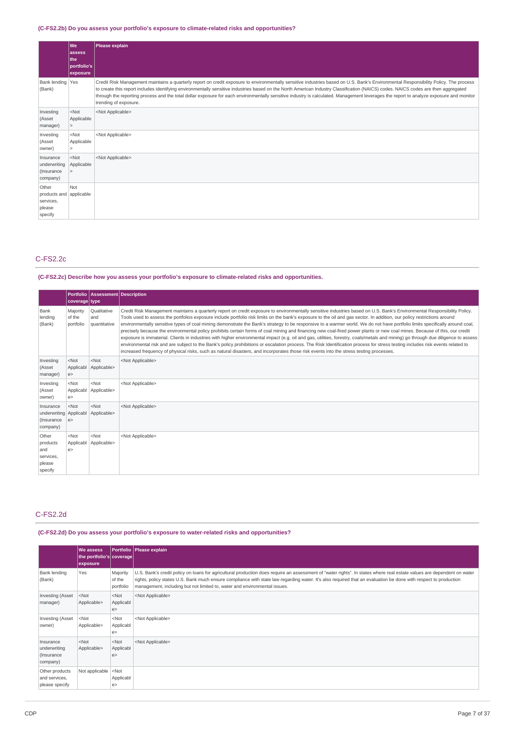### (C-FS2.2b) Do you assess your portfolio's exposure to climate-related risks and opportunities?

| | We assess the portfolio's exposure | Please explain |
|---|---|---|
| Bank lending (Bank) | Yes | Credit Risk Management maintains a quarterly report on credit exposure to environmentally sensitive industries based on U.S. Bank's Environmental Responsibility Policy. The process to create this report includes identifying environmentally sensitive industries based on the North American Industry Classification (NAICS) codes. NAICS codes are then aggregated through the reporting process and the total dollar exposure for each environmentally sensitive industry is calculated. Management leverages the report to analyze exposure and monitor trending of exposure. |
| Investing (Asset manager) | <Not Applicable> | <Not Applicable> |
| Investing (Asset owner) | <Not Applicable> | <Not Applicable> |
| Insurance underwriting (Insurance company) | <Not Applicable> | <Not Applicable> |
| Other products and services, please specify | Not applicable | |

## C-FS2.2c

### (C-FS2.2c) Describe how you assess your portfolio's exposure to climate-related risks and opportunities.

| | Portfolio coverage | Assessment type | Description |
|---|---|---|---|
| Bank lending (Bank) | Majority of the portfolio | Qualitative and quantitative | Credit Risk Management maintains a quarterly report on credit exposure to environmentally sensitive industries based on U.S. Bank's Environmental Responsibility Policy. Tools used to assess the portfolios exposure include portfolio risk limits on the bank's exposure to the oil and gas sector. In addition, our policy restrictions around environmentally sensitive types of coal mining demonstrate the Bank's strategy to be responsive to a warmer world. We do not have portfolio limits specifically around coal, precisely because the environmental policy prohibits certain forms of coal mining and financing new coal-fired power plants or new coal mines. Because of this, our credit exposure is immaterial. Clients in industries with higher environmental impact (e.g. oil and gas, utilities, forestry, coals/metals and mining) go through due diligence to assess environmental risk and are subject to the Bank's policy prohibitions or escalation process. The Risk Identification process for stress testing includes risk events related to increased frequency of physical risks, such as natural disasters, and incorporates those risk events into the stress testing processes. |
| Investing (Asset manager) | <Not Applicable> | <Not Applicable> | <Not Applicable> |
| Investing (Asset owner) | <Not Applicable> | <Not Applicable> | <Not Applicable> |
| Insurance underwriting (Insurance company) | <Not Applicable> | <Not Applicable> | <Not Applicable> |
| Other products and services, please specify | <Not Applicable> | <Not Applicable> | <Not Applicable> |

## C-FS2.2d

### (C-FS2.2d) Do you assess your portfolio's exposure to water-related risks and opportunities?

| | We assess the portfolio's exposure | Portfolio coverage | Please explain |
|---|---|---|---|
| Bank lending (Bank) | Yes | Majority of the portfolio | U.S. Bank's credit policy on loans for agricultural production does require an assessment of "water rights". In states where real estate values are dependent on water rights, policy states U.S. Bank much ensure compliance with state law regarding water. It's also required that an evaluation be done with respect to production management, including but not limited to, water and environmental issues. |
| Investing (Asset manager) | <Not Applicable> | <Not Applicable> | <Not Applicable> |
| Investing (Asset owner) | <Not Applicable> | <Not Applicable> | <Not Applicable> |
| Insurance underwriting (Insurance company) | <Not Applicable> | <Not Applicable> | <Not Applicable> |
| Other products and services, please specify | Not applicable | <Not Applicable> | |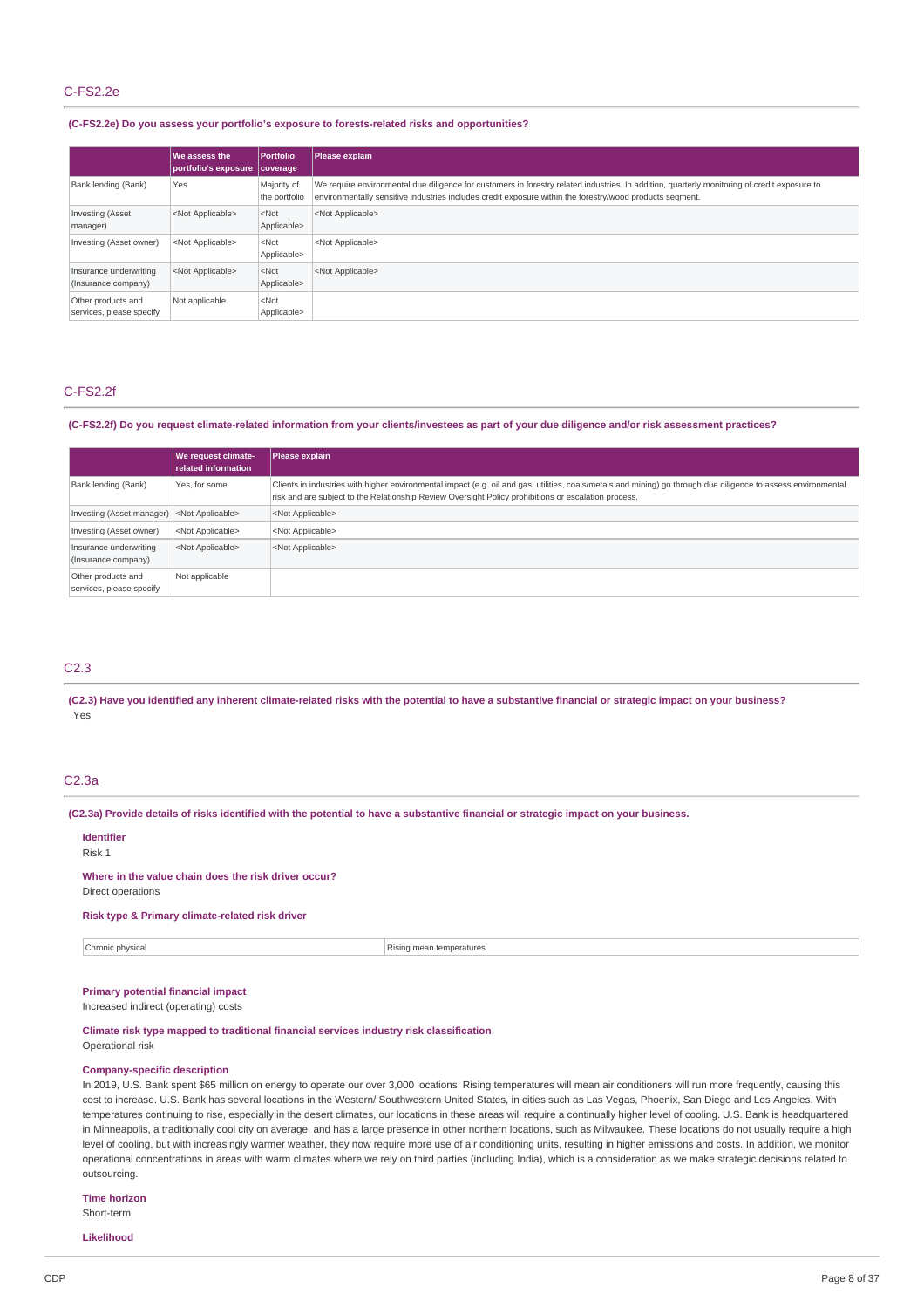## C-FS2.2e

**(C-FS2.2e) Do you assess your portfolio's exposure to forests-related risks and opportunities?**

| | We assess the portfolio's exposure | Portfolio coverage | Please explain |
|---|---|---|---|
| Bank lending (Bank) | Yes | Majority of the portfolio | We require environmental due diligence for customers in forestry related industries. In addition, quarterly monitoring of credit exposure to environmentally sensitive industries includes credit exposure within the forestry/wood products segment. |
| Investing (Asset manager) | <Not Applicable> | <Not Applicable> | <Not Applicable> |
| Investing (Asset owner) | <Not Applicable> | <Not Applicable> | <Not Applicable> |
| Insurance underwriting (Insurance company) | <Not Applicable> | <Not Applicable> | <Not Applicable> |
| Other products and services, please specify | Not applicable | <Not Applicable> | |

## C-FS2.2f

**(C-FS2.2f) Do you request climate-related information from your clients/investees as part of your due diligence and/or risk assessment practices?**

| | We request climate-related information | Please explain |
|---|---|---|
| Bank lending (Bank) | Yes, for some | Clients in industries with higher environmental impact (e.g. oil and gas, utilities, coals/metals and mining) go through due diligence to assess environmental risk and are subject to the Relationship Review Oversight Policy prohibitions or escalation process. |
| Investing (Asset manager) | <Not Applicable> | <Not Applicable> |
| Investing (Asset owner) | <Not Applicable> | <Not Applicable> |
| Insurance underwriting (Insurance company) | <Not Applicable> | <Not Applicable> |
| Other products and services, please specify | Not applicable | |

## C2.3

**(C2.3) Have you identified any inherent climate-related risks with the potential to have a substantive financial or strategic impact on your business?**

Yes

## C2.3a

**(C2.3a) Provide details of risks identified with the potential to have a substantive financial or strategic impact on your business.**

**Identifier**

Risk 1

**Where in the value chain does the risk driver occur?**

Direct operations

**Risk type & Primary climate-related risk driver**

| | |
|---|---|
| Chronic physical | Rising mean temperatures |

**Primary potential financial impact**

Increased indirect (operating) costs

**Climate risk type mapped to traditional financial services industry risk classification**

Operational risk

**Company-specific description**

In 2019, U.S. Bank spent $65 million on energy to operate our over 3,000 locations. Rising temperatures will mean air conditioners will run more frequently, causing this cost to increase. U.S. Bank has several locations in the Western/ Southwestern United States, in cities such as Las Vegas, Phoenix, San Diego and Los Angeles. With temperatures continuing to rise, especially in the desert climates, our locations in these areas will require a continually higher level of cooling. U.S. Bank is headquartered in Minneapolis, a traditionally cool city on average, and has a large presence in other northern locations, such as Milwaukee. These locations do not usually require a high level of cooling, but with increasingly warmer weather, they now require more use of air conditioning units, resulting in higher emissions and costs. In addition, we monitor operational concentrations in areas with warm climates where we rely on third parties (including India), which is a consideration as we make strategic decisions related to outsourcing.

**Time horizon**

Short-term

**Likelihood**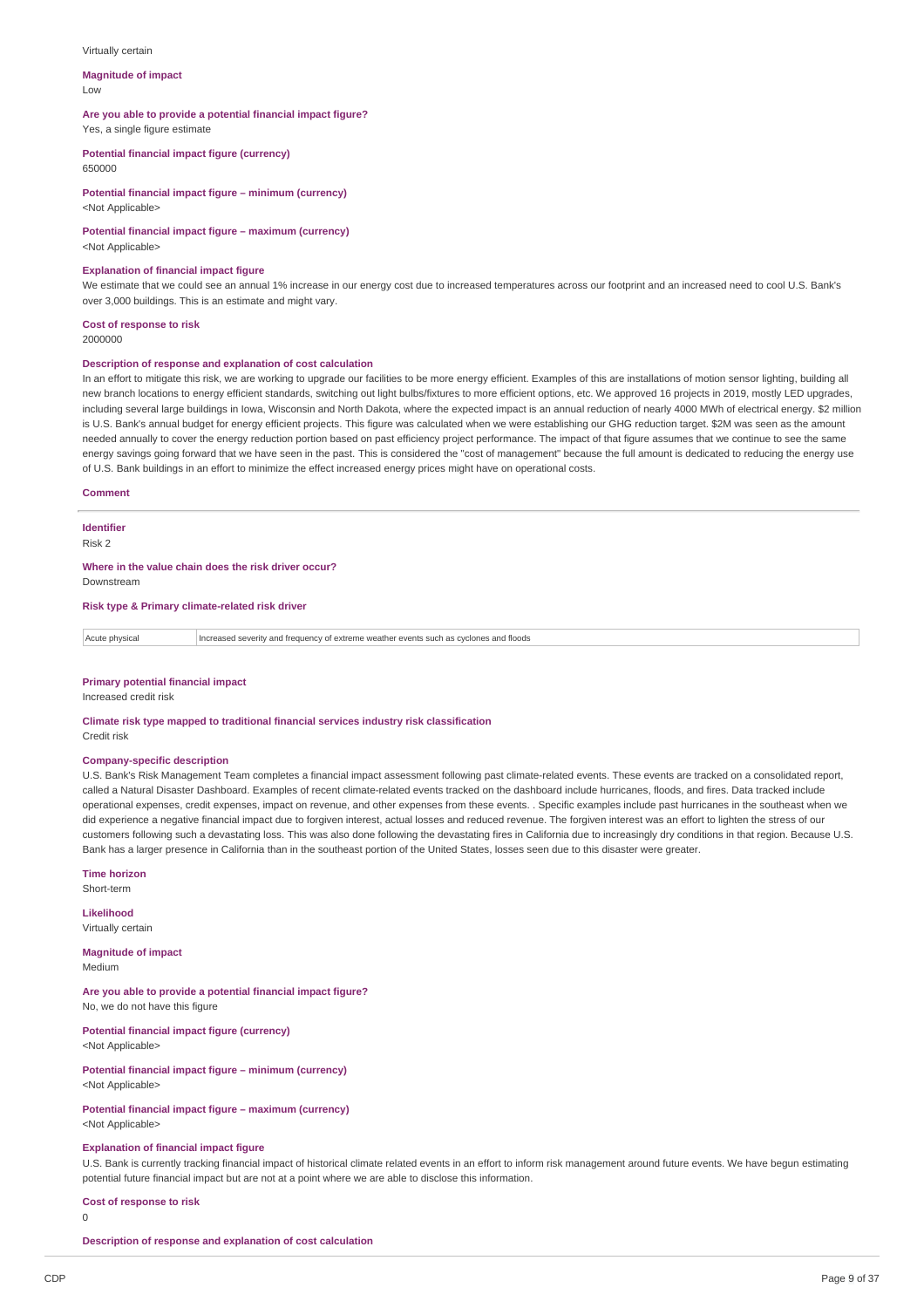Virtually certain

**Magnitude of impact**

Low

**Are you able to provide a potential financial impact figure?**

Yes, a single figure estimate

**Potential financial impact figure (currency)**

650000

**Potential financial impact figure – minimum (currency)**

<Not Applicable>

**Potential financial impact figure – maximum (currency)**

<Not Applicable>

**Explanation of financial impact figure**

We estimate that we could see an annual 1% increase in our energy cost due to increased temperatures across our footprint and an increased need to cool U.S. Bank's over 3,000 buildings. This is an estimate and might vary.

**Cost of response to risk**

2000000

**Description of response and explanation of cost calculation**

In an effort to mitigate this risk, we are working to upgrade our facilities to be more energy efficient. Examples of this are installations of motion sensor lighting, building all new branch locations to energy efficient standards, switching out light bulbs/fixtures to more efficient options, etc. We approved 16 projects in 2019, mostly LED upgrades, including several large buildings in Iowa, Wisconsin and North Dakota, where the expected impact is an annual reduction of nearly 4000 MWh of electrical energy. $2 million is U.S. Bank's annual budget for energy efficient projects. This figure was calculated when we were establishing our GHG reduction target. $2M was seen as the amount needed annually to cover the energy reduction portion based on past efficiency project performance. The impact of that figure assumes that we continue to see the same energy savings going forward that we have seen in the past. This is considered the "cost of management" because the full amount is dedicated to reducing the energy use of U.S. Bank buildings in an effort to minimize the effect increased energy prices might have on operational costs.

**Comment**

---

**Identifier**

Risk 2

**Where in the value chain does the risk driver occur?**

Downstream

**Risk type & Primary climate-related risk driver**

| Acute physical | Increased severity and frequency of extreme weather events such as cyclones and floods |
|---|---|

**Primary potential financial impact**

Increased credit risk

**Climate risk type mapped to traditional financial services industry risk classification**

Credit risk

**Company-specific description**

U.S. Bank's Risk Management Team completes a financial impact assessment following past climate-related events. These events are tracked on a consolidated report, called a Natural Disaster Dashboard. Examples of recent climate-related events tracked on the dashboard include hurricanes, floods, and fires. Data tracked include operational expenses, credit expenses, impact on revenue, and other expenses from these events. . Specific examples include past hurricanes in the southeast when we did experience a negative financial impact due to forgiven interest, actual losses and reduced revenue. The forgiven interest was an effort to lighten the stress of our customers following such a devastating loss. This was also done following the devastating fires in California due to increasingly dry conditions in that region. Because U.S. Bank has a larger presence in California than in the southeast portion of the United States, losses seen due to this disaster were greater.

**Time horizon**

Short-term

**Likelihood**

Virtually certain

**Magnitude of impact**

Medium

**Are you able to provide a potential financial impact figure?**

No, we do not have this figure

**Potential financial impact figure (currency)**

<Not Applicable>

**Potential financial impact figure – minimum (currency)**

<Not Applicable>

**Potential financial impact figure – maximum (currency)**

<Not Applicable>

**Explanation of financial impact figure**

U.S. Bank is currently tracking financial impact of historical climate related events in an effort to inform risk management around future events. We have begun estimating potential future financial impact but are not at a point where we are able to disclose this information.

**Cost of response to risk**

0

**Description of response and explanation of cost calculation**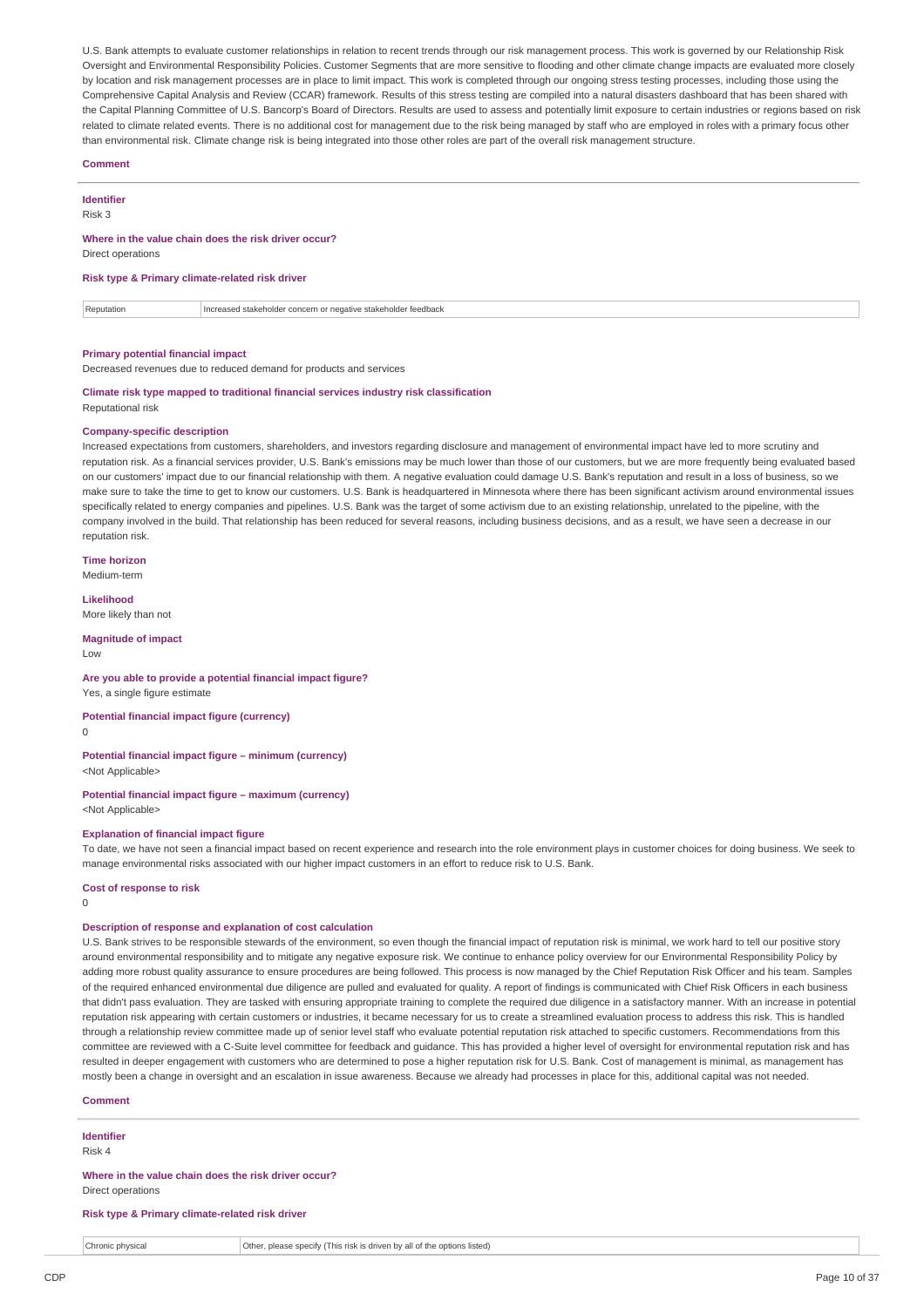U.S. Bank attempts to evaluate customer relationships in relation to recent trends through our risk management process. This work is governed by our Relationship Risk Oversight and Environmental Responsibility Policies. Customer Segments that are more sensitive to flooding and other climate change impacts are evaluated more closely by location and risk management processes are in place to limit impact. This work is completed through our ongoing stress testing processes, including those using the Comprehensive Capital Analysis and Review (CCAR) framework. Results of this stress testing are compiled into a natural disasters dashboard that has been shared with the Capital Planning Committee of U.S. Bancorp's Board of Directors. Results are used to assess and potentially limit exposure to certain industries or regions based on risk related to climate related events. There is no additional cost for management due to the risk being managed by staff who are employed in roles with a primary focus other than environmental risk. Climate change risk is being integrated into those other roles are part of the overall risk management structure.

**Comment**

---

**Identifier**
Risk 3

**Where in the value chain does the risk driver occur?**
Direct operations

**Risk type & Primary climate-related risk driver**

| Reputation | Increased stakeholder concern or negative stakeholder feedback |
|---|---|

**Primary potential financial impact**
Decreased revenues due to reduced demand for products and services

**Climate risk type mapped to traditional financial services industry risk classification**
Reputational risk

**Company-specific description**
Increased expectations from customers, shareholders, and investors regarding disclosure and management of environmental impact have led to more scrutiny and reputation risk. As a financial services provider, U.S. Bank's emissions may be much lower than those of our customers, but we are more frequently being evaluated based on our customers' impact due to our financial relationship with them. A negative evaluation could damage U.S. Bank's reputation and result in a loss of business, so we make sure to take the time to get to know our customers. U.S. Bank is headquartered in Minnesota where there has been significant activism around environmental issues specifically related to energy companies and pipelines. U.S. Bank was the target of some activism due to an existing relationship, unrelated to the pipeline, with the company involved in the build. That relationship has been reduced for several reasons, including business decisions, and as a result, we have seen a decrease in our reputation risk.

**Time horizon**
Medium-term

**Likelihood**
More likely than not

**Magnitude of impact**
Low

**Are you able to provide a potential financial impact figure?**
Yes, a single figure estimate

**Potential financial impact figure (currency)**
0

**Potential financial impact figure – minimum (currency)**
<Not Applicable>

**Potential financial impact figure – maximum (currency)**
<Not Applicable>

**Explanation of financial impact figure**
To date, we have not seen a financial impact based on recent experience and research into the role environment plays in customer choices for doing business. We seek to manage environmental risks associated with our higher impact customers in an effort to reduce risk to U.S. Bank.

**Cost of response to risk**
0

**Description of response and explanation of cost calculation**
U.S. Bank strives to be responsible stewards of the environment, so even though the financial impact of reputation risk is minimal, we work hard to tell our positive story around environmental responsibility and to mitigate any negative exposure risk. We continue to enhance policy overview for our Environmental Responsibility Policy by adding more robust quality assurance to ensure procedures are being followed. This process is now managed by the Chief Reputation Risk Officer and his team. Samples of the required enhanced environmental due diligence are pulled and evaluated for quality. A report of findings is communicated with Chief Risk Officers in each business that didn't pass evaluation. They are tasked with ensuring appropriate training to complete the required due diligence in a satisfactory manner. With an increase in potential reputation risk appearing with certain customers or industries, it became necessary for us to create a streamlined evaluation process to address this risk. This is handled through a relationship review committee made up of senior level staff who evaluate potential reputation risk attached to specific customers. Recommendations from this committee are reviewed with a C-Suite level committee for feedback and guidance. This has provided a higher level of oversight for environmental reputation risk and has resulted in deeper engagement with customers who are determined to pose a higher reputation risk for U.S. Bank. Cost of management is minimal, as management has mostly been a change in oversight and an escalation in issue awareness. Because we already had processes in place for this, additional capital was not needed.

**Comment**

---

**Identifier**
Risk 4

**Where in the value chain does the risk driver occur?**
Direct operations

**Risk type & Primary climate-related risk driver**

| Chronic physical | Other, please specify (This risk is driven by all of the options listed) |
|---|---|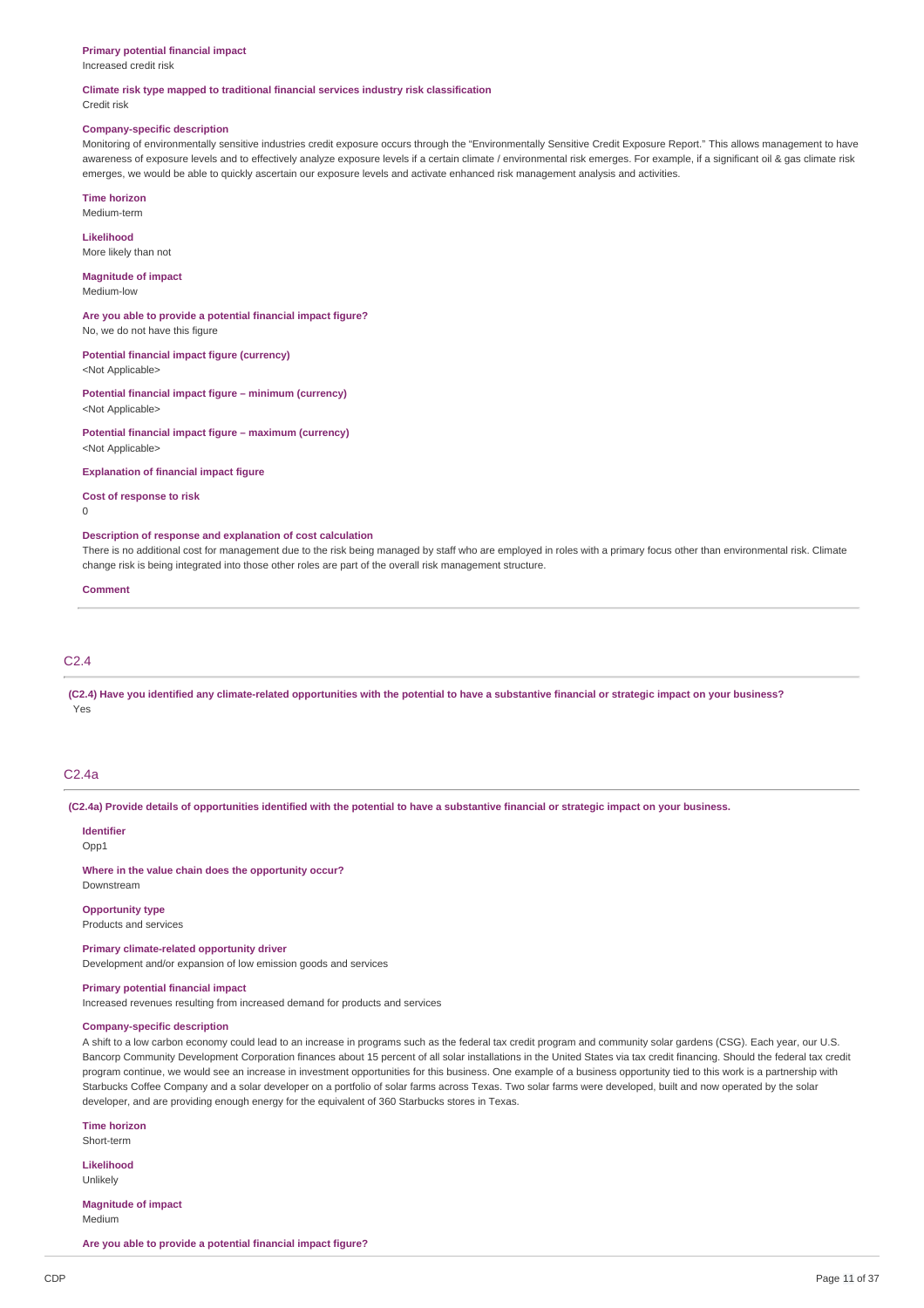**Primary potential financial impact**
Increased credit risk

**Climate risk type mapped to traditional financial services industry risk classification**
Credit risk

**Company-specific description**
Monitoring of environmentally sensitive industries credit exposure occurs through the "Environmentally Sensitive Credit Exposure Report." This allows management to have awareness of exposure levels and to effectively analyze exposure levels if a certain climate / environmental risk emerges. For example, if a significant oil & gas climate risk emerges, we would be able to quickly ascertain our exposure levels and activate enhanced risk management analysis and activities.

**Time horizon**
Medium-term

**Likelihood**
More likely than not

**Magnitude of impact**
Medium-low

**Are you able to provide a potential financial impact figure?**
No, we do not have this figure

**Potential financial impact figure (currency)**
<Not Applicable>

**Potential financial impact figure – minimum (currency)**
<Not Applicable>

**Potential financial impact figure – maximum (currency)**
<Not Applicable>

**Explanation of financial impact figure**

**Cost of response to risk**
0

**Description of response and explanation of cost calculation**
There is no additional cost for management due to the risk being managed by staff who are employed in roles with a primary focus other than environmental risk. Climate change risk is being integrated into those other roles are part of the overall risk management structure.

**Comment**

## C2.4

**(C2.4) Have you identified any climate-related opportunities with the potential to have a substantive financial or strategic impact on your business?**
Yes

## C2.4a

**(C2.4a) Provide details of opportunities identified with the potential to have a substantive financial or strategic impact on your business.**

**Identifier**
Opp1

**Where in the value chain does the opportunity occur?**
Downstream

**Opportunity type**
Products and services

**Primary climate-related opportunity driver**
Development and/or expansion of low emission goods and services

**Primary potential financial impact**
Increased revenues resulting from increased demand for products and services

**Company-specific description**
A shift to a low carbon economy could lead to an increase in programs such as the federal tax credit program and community solar gardens (CSG). Each year, our U.S. Bancorp Community Development Corporation finances about 15 percent of all solar installations in the United States via tax credit financing. Should the federal tax credit program continue, we would see an increase in investment opportunities for this business. One example of a business opportunity tied to this work is a partnership with Starbucks Coffee Company and a solar developer on a portfolio of solar farms across Texas. Two solar farms were developed, built and now operated by the solar developer, and are providing enough energy for the equivalent of 360 Starbucks stores in Texas.

**Time horizon**
Short-term

**Likelihood**
Unlikely

**Magnitude of impact**
Medium

**Are you able to provide a potential financial impact figure?**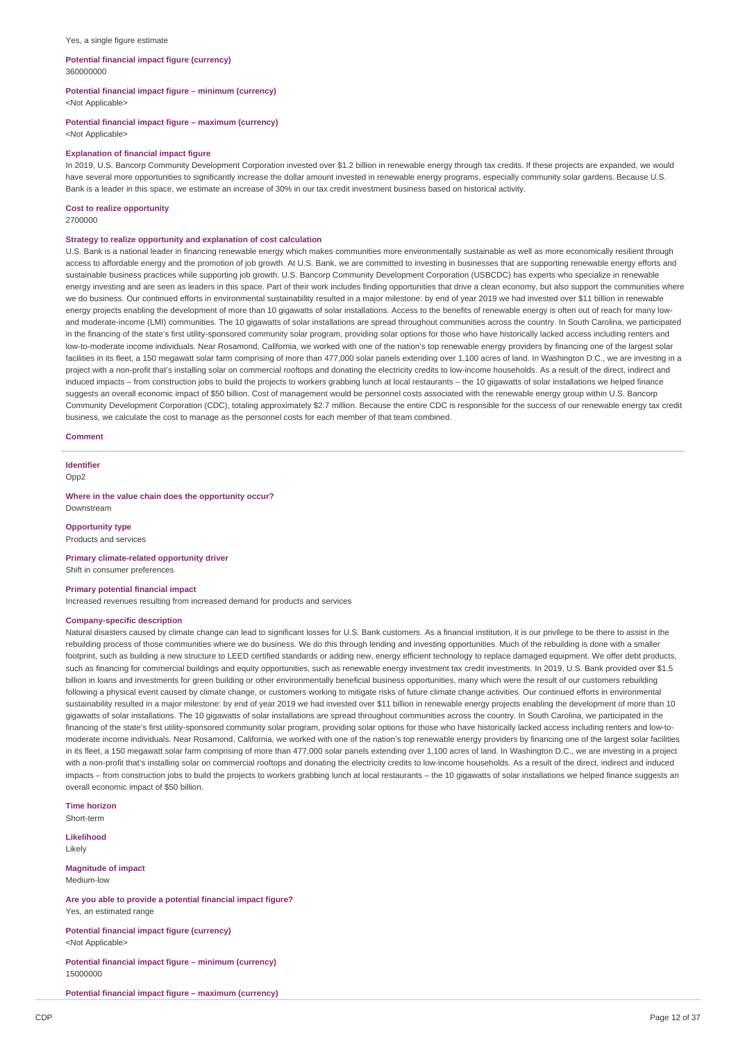Yes, a single figure estimate

**Potential financial impact figure (currency)**
360000000

**Potential financial impact figure – minimum (currency)**
<Not Applicable>

**Potential financial impact figure – maximum (currency)**
<Not Applicable>

**Explanation of financial impact figure**
In 2019, U.S. Bancorp Community Development Corporation invested over $1.2 billion in renewable energy through tax credits. If these projects are expanded, we would have several more opportunities to significantly increase the dollar amount invested in renewable energy programs, especially community solar gardens. Because U.S. Bank is a leader in this space, we estimate an increase of 30% in our tax credit investment business based on historical activity.

**Cost to realize opportunity**
2700000

**Strategy to realize opportunity and explanation of cost calculation**
U.S. Bank is a national leader in financing renewable energy which makes communities more environmentally sustainable as well as more economically resilient through access to affordable energy and the promotion of job growth. At U.S. Bank, we are committed to investing in businesses that are supporting renewable energy efforts and sustainable business practices while supporting job growth. U.S. Bancorp Community Development Corporation (USBCDC) has experts who specialize in renewable energy investing and are seen as leaders in this space. Part of their work includes finding opportunities that drive a clean economy, but also support the communities where we do business. Our continued efforts in environmental sustainability resulted in a major milestone: by end of year 2019 we had invested over $11 billion in renewable energy projects enabling the development of more than 10 gigawatts of solar installations. Access to the benefits of renewable energy is often out of reach for many low- and moderate-income (LMI) communities. The 10 gigawatts of solar installations are spread throughout communities across the country. In South Carolina, we participated in the financing of the state's first utility-sponsored community solar program, providing solar options for those who have historically lacked access including renters and low-to-moderate income individuals. Near Rosamond, California, we worked with one of the nation's top renewable energy providers by financing one of the largest solar facilities in its fleet, a 150 megawatt solar farm comprising of more than 477,000 solar panels extending over 1,100 acres of land. In Washington D.C., we are investing in a project with a non-profit that's installing solar on commercial rooftops and donating the electricity credits to low-income households. As a result of the direct, indirect and induced impacts – from construction jobs to build the projects to workers grabbing lunch at local restaurants – the 10 gigawatts of solar installations we helped finance suggests an overall economic impact of $50 billion. Cost of management would be personnel costs associated with the renewable energy group within U.S. Bancorp Community Development Corporation (CDC), totaling approximately $2.7 million. Because the entire CDC is responsible for the success of our renewable energy tax credit business, we calculate the cost to manage as the personnel costs for each member of that team combined.

**Comment**

**Identifier**
Opp2

**Where in the value chain does the opportunity occur?**
Downstream

**Opportunity type**
Products and services

**Primary climate-related opportunity driver**
Shift in consumer preferences

**Primary potential financial impact**
Increased revenues resulting from increased demand for products and services

**Company-specific description**
Natural disasters caused by climate change can lead to significant losses for U.S. Bank customers. As a financial institution, it is our privilege to be there to assist in the rebuilding process of those communities where we do business. We do this through lending and investing opportunities. Much of the rebuilding is done with a smaller footprint, such as building a new structure to LEED certified standards or adding new, energy efficient technology to replace damaged equipment. We offer debt products, such as financing for commercial buildings and equity opportunities, such as renewable energy investment tax credit investments. In 2019, U.S. Bank provided over $1.5 billion in loans and investments for green building or other environmentally beneficial business opportunities, many which were the result of our customers rebuilding following a physical event caused by climate change, or customers working to mitigate risks of future climate change activities. Our continued efforts in environmental sustainability resulted in a major milestone: by end of year 2019 we had invested over $11 billion in renewable energy projects enabling the development of more than 10 gigawatts of solar installations. The 10 gigawatts of solar installations are spread throughout communities across the country. In South Carolina, we participated in the financing of the state's first utility-sponsored community solar program, providing solar options for those who have historically lacked access including renters and low-to-moderate income individuals. Near Rosamond, California, we worked with one of the nation's top renewable energy providers by financing one of the largest solar facilities in its fleet, a 150 megawatt solar farm comprising of more than 477,000 solar panels extending over 1,100 acres of land. In Washington D.C., we are investing in a project with a non-profit that's installing solar on commercial rooftops and donating the electricity credits to low-income households. As a result of the direct, indirect and induced impacts – from construction jobs to build the projects to workers grabbing lunch at local restaurants – the 10 gigawatts of solar installations we helped finance suggests an overall economic impact of $50 billion.

**Time horizon**
Short-term

**Likelihood**
Likely

**Magnitude of impact**
Medium-low

**Are you able to provide a potential financial impact figure?**
Yes, an estimated range

**Potential financial impact figure (currency)**
<Not Applicable>

**Potential financial impact figure – minimum (currency)**
15000000

**Potential financial impact figure – maximum (currency)**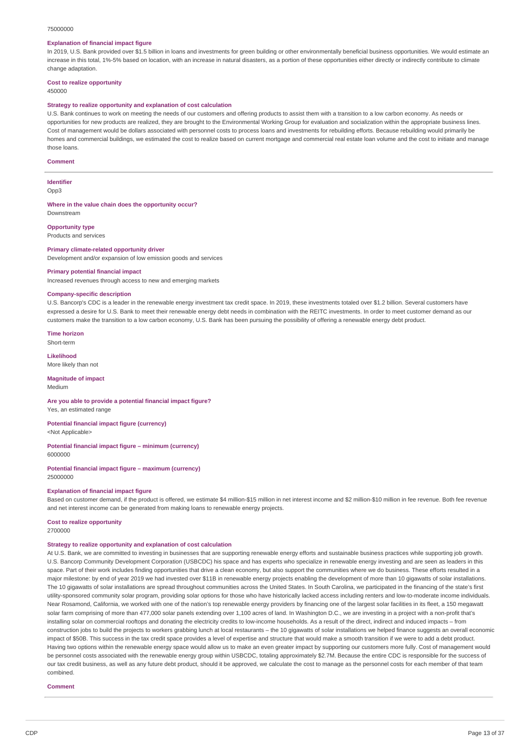75000000

**Explanation of financial impact figure**

In 2019, U.S. Bank provided over $1.5 billion in loans and investments for green building or other environmentally beneficial business opportunities. We would estimate an increase in this total, 1%-5% based on location, with an increase in natural disasters, as a portion of these opportunities either directly or indirectly contribute to climate change adaptation.

**Cost to realize opportunity**

450000

**Strategy to realize opportunity and explanation of cost calculation**

U.S. Bank continues to work on meeting the needs of our customers and offering products to assist them with a transition to a low carbon economy. As needs or opportunities for new products are realized, they are brought to the Environmental Working Group for evaluation and socialization within the appropriate business lines. Cost of management would be dollars associated with personnel costs to process loans and investments for rebuilding efforts. Because rebuilding would primarily be homes and commercial buildings, we estimated the cost to realize based on current mortgage and commercial real estate loan volume and the cost to initiate and manage those loans.

**Comment**

---

**Identifier**

Opp3

**Where in the value chain does the opportunity occur?**

Downstream

**Opportunity type**

Products and services

**Primary climate-related opportunity driver**

Development and/or expansion of low emission goods and services

**Primary potential financial impact**

Increased revenues through access to new and emerging markets

**Company-specific description**

U.S. Bancorp's CDC is a leader in the renewable energy investment tax credit space. In 2019, these investments totaled over $1.2 billion. Several customers have expressed a desire for U.S. Bank to meet their renewable energy debt needs in combination with the REITC investments. In order to meet customer demand as our customers make the transition to a low carbon economy, U.S. Bank has been pursuing the possibility of offering a renewable energy debt product.

**Time horizon**

Short-term

**Likelihood**

More likely than not

**Magnitude of impact**

Medium

**Are you able to provide a potential financial impact figure?**

Yes, an estimated range

**Potential financial impact figure (currency)**

<Not Applicable>

**Potential financial impact figure – minimum (currency)**

6000000

**Potential financial impact figure – maximum (currency)**

25000000

**Explanation of financial impact figure**

Based on customer demand, if the product is offered, we estimate $4 million-$15 million in net interest income and $2 million-$10 million in fee revenue. Both fee revenue and net interest income can be generated from making loans to renewable energy projects.

**Cost to realize opportunity**

2700000

**Strategy to realize opportunity and explanation of cost calculation**

At U.S. Bank, we are committed to investing in businesses that are supporting renewable energy efforts and sustainable business practices while supporting job growth. U.S. Bancorp Community Development Corporation (USBCDC) his space and has experts who specialize in renewable energy investing and are seen as leaders in this space. Part of their work includes finding opportunities that drive a clean economy, but also support the communities where we do business. These efforts resulted in a major milestone: by end of year 2019 we had invested over $11B in renewable energy projects enabling the development of more than 10 gigawatts of solar installations. The 10 gigawatts of solar installations are spread throughout communities across the United States. In South Carolina, we participated in the financing of the state's first utility-sponsored community solar program, providing solar options for those who have historically lacked access including renters and low-to-moderate income individuals. Near Rosamond, California, we worked with one of the nation's top renewable energy providers by financing one of the largest solar facilities in its fleet, a 150 megawatt solar farm comprising of more than 477,000 solar panels extending over 1,100 acres of land. In Washington D.C., we are investing in a project with a non-profit that's installing solar on commercial rooftops and donating the electricity credits to low-income households. As a result of the direct, indirect and induced impacts – from construction jobs to build the projects to workers grabbing lunch at local restaurants – the 10 gigawatts of solar installations we helped finance suggests an overall economic impact of $50B. This success in the tax credit space provides a level of expertise and structure that would make a smooth transition if we were to add a debt product. Having two options within the renewable energy space would allow us to make an even greater impact by supporting our customers more fully. Cost of management would be personnel costs associated with the renewable energy group within USBCDC, totaling approximately $2.7M. Because the entire CDC is responsible for the success of our tax credit business, as well as any future debt product, should it be approved, we calculate the cost to manage as the personnel costs for each member of that team combined.

**Comment**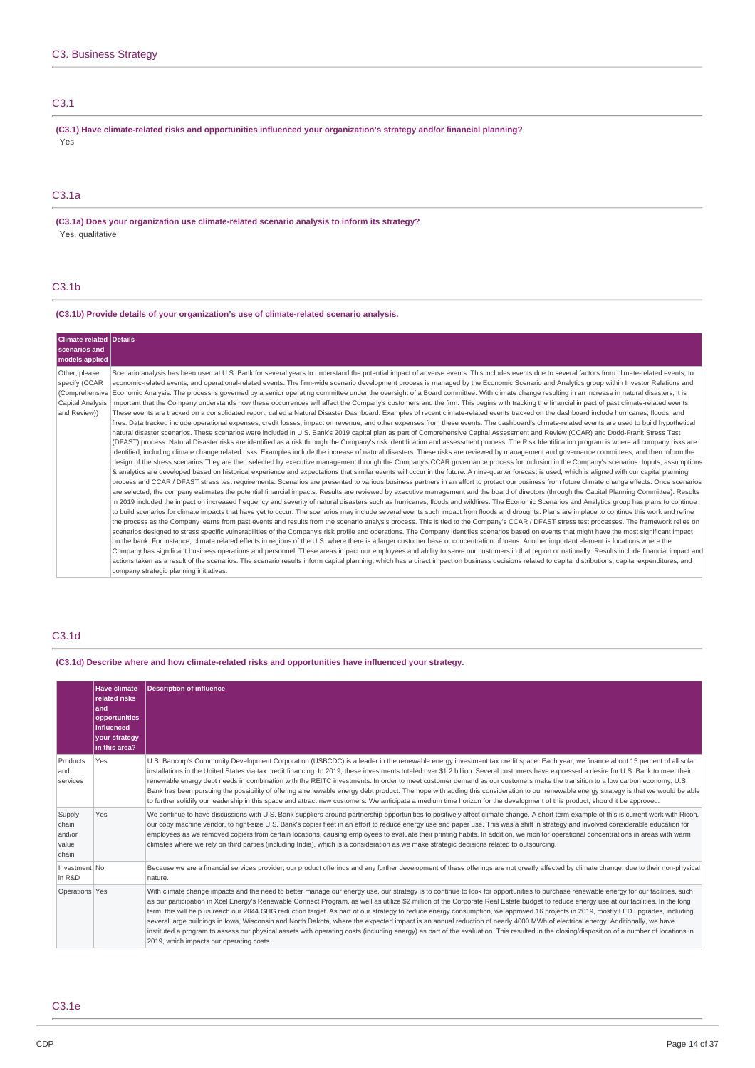## C3. Business Strategy

### C3.1

**(C3.1) Have climate-related risks and opportunities influenced your organization's strategy and/or financial planning?**

Yes

### C3.1a

**(C3.1a) Does your organization use climate-related scenario analysis to inform its strategy?**

Yes, qualitative

### C3.1b

**(C3.1b) Provide details of your organization's use of climate-related scenario analysis.**

| Climate-related scenarios and models applied | Details |
|---|---|
| Other, please specify (CCAR (Comprehensive Capital Analysis and Review)) | Scenario analysis has been used at U.S. Bank for several years to understand the potential impact of adverse events. This includes events due to several factors from climate-related events, to economic-related events, and operational-related events. The firm-wide scenario development process is managed by the Economic Scenario and Analytics group within Investor Relations and Economic Analysis. The process is governed by a senior operating committee under the oversight of a Board committee. With climate change resulting in an increase in natural disasters, it is important that the Company understands how these occurrences will affect the Company's customers and the firm. This begins with tracking the financial impact of past climate-related events. These events are tracked on a consolidated report, called a Natural Disaster Dashboard. Examples of recent climate-related events tracked on the dashboard include hurricanes, floods, and fires. Data tracked include operational expenses, credit losses, impact on revenue, and other expenses from these events. The dashboard's climate-related events are used to build hypothetical natural disaster scenarios. These scenarios were included in U.S. Bank's 2019 capital plan as part of Comprehensive Capital Assessment and Review (CCAR) and Dodd-Frank Stress Test (DFAST) process. Natural Disaster risks are identified as a risk through the Company's risk identification and assessment process. The Risk Identification program is where all company risks are identified, including climate change related risks. Examples include the increase of natural disasters. These risks are reviewed by management and governance committees, and then inform the design of the stress scenarios.They are then selected by executive management through the Company's CCAR governance process for inclusion in the Company's scenarios. Inputs, assumptions & analytics are developed based on historical experience and expectations that similar events will occur in the future. A nine-quarter forecast is used, which is aligned with our capital planning process and CCAR / DFAST stress test requirements. Scenarios are presented to various business partners in an effort to protect our business from future climate change effects. Once scenarios are selected, the company estimates the potential financial impacts. Results are reviewed by executive management and the board of directors (through the Capital Planning Committee). Results in 2019 included the impact on increased frequency and severity of natural disasters such as hurricanes, floods and wildfires. The Economic Scenarios and Analytics group has plans to continue to build scenarios for climate impacts that have yet to occur. The scenarios may include several events such impact from floods and droughts. Plans are in place to continue this work and refine the process as the Company learns from past events and results from the scenario analysis process. This is tied to the Company's CCAR / DFAST stress test processes. The framework relies on scenarios designed to stress specific vulnerabilities of the Company's risk profile and operations. The Company identifies scenarios based on events that might have the most significant impact on the bank. For instance, climate related effects in regions of the U.S. where there is a larger customer base or concentration of loans. Another important element is locations where the Company has significant business operations and personnel. These areas impact our employees and ability to serve our customers in that region or nationally. Results include financial impact and actions taken as a result of the scenarios. The scenario results inform capital planning, which has a direct impact on business decisions related to capital distributions, capital expenditures, and company strategic planning initiatives. |

### C3.1d

**(C3.1d) Describe where and how climate-related risks and opportunities have influenced your strategy.**

| | Have climate-related risks and opportunities influenced your strategy in this area? | Description of influence |
|---|---|---|
| Products and services | Yes | U.S. Bancorp's Community Development Corporation (USBCDC) is a leader in the renewable energy investment tax credit space. Each year, we finance about 15 percent of all solar installations in the United States via tax credit financing. In 2019, these investments totaled over $1.2 billion. Several customers have expressed a desire for U.S. Bank to meet their renewable energy debt needs in combination with the REITC investments. In order to meet customer demand as our customers make the transition to a low carbon economy, U.S. Bank has been pursuing the possibility of offering a renewable energy debt product. The hope with adding this consideration to our renewable energy strategy is that we would be able to further solidify our leadership in this space and attract new customers. We anticipate a medium time horizon for the development of this product, should it be approved. |
| Supply chain and/or value chain | Yes | We continue to have discussions with U.S. Bank suppliers around partnership opportunities to positively affect climate change. A short term example of this is current work with Ricoh, our copy machine vendor, to right-size U.S. Bank's copier fleet in an effort to reduce energy use and paper use. This was a shift in strategy and involved considerable education for employees as we removed copiers from certain locations, causing employees to evaluate their printing habits. In addition, we monitor operational concentrations in areas with warm climates where we rely on third parties (including India), which is a consideration as we make strategic decisions related to outsourcing. |
| Investment in R&D | No | Because we are a financial services provider, our product offerings and any further development of these offerings are not greatly affected by climate change, due to their non-physical nature. |
| Operations | Yes | With climate change impacts and the need to better manage our energy use, our strategy is to continue to look for opportunities to purchase renewable energy for our facilities, such as our participation in Xcel Energy's Renewable Connect Program, as well as utilize $2 million of the Corporate Real Estate budget to reduce energy use at our facilities. In the long term, this will help us reach our 2044 GHG reduction target. As part of our strategy to reduce energy consumption, we approved 16 projects in 2019, mostly LED upgrades, including several large buildings in Iowa, Wisconsin and North Dakota, where the expected impact is an annual reduction of nearly 4000 MWh of electrical energy. Additionally, we have instituted a program to assess our physical assets with operating costs (including energy) as part of the evaluation. This resulted in the closing/disposition of a number of locations in 2019, which impacts our operating costs. |

### C3.1e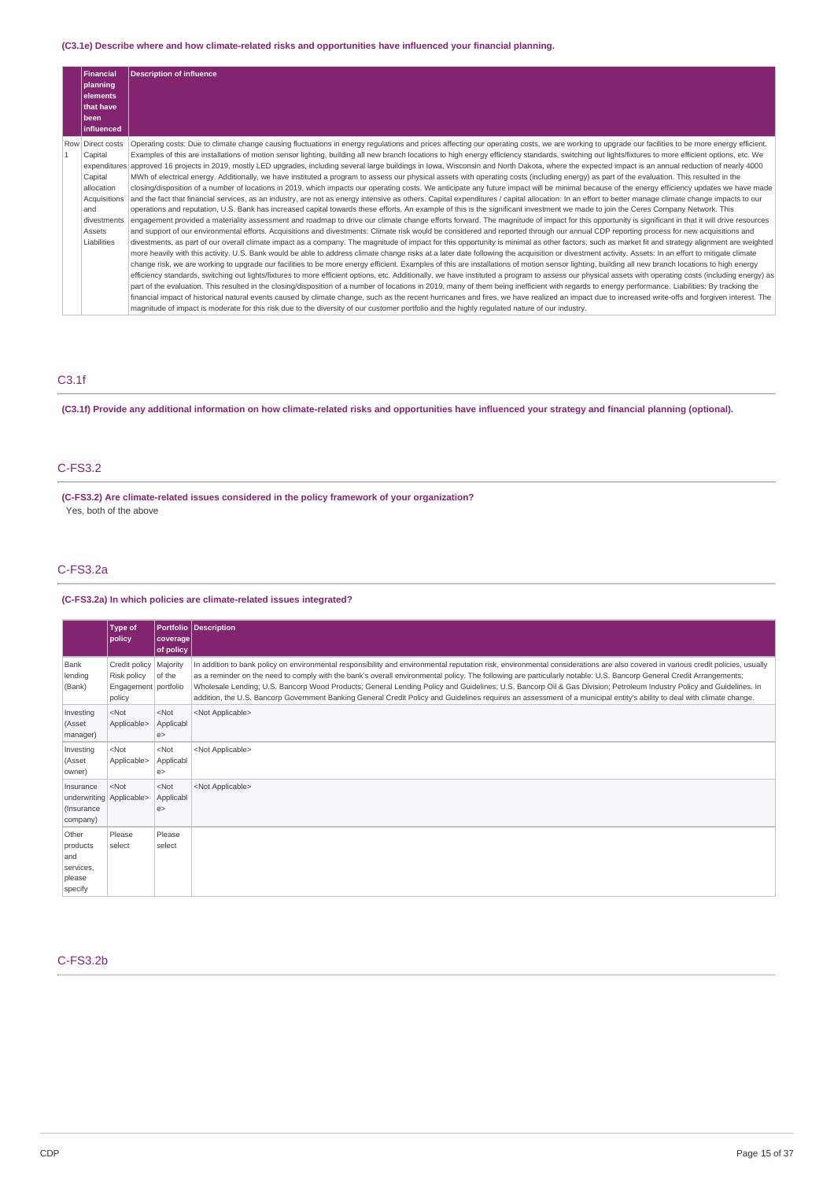**(C3.1e) Describe where and how climate-related risks and opportunities have influenced your financial planning.**

| | Financial planning elements that have been influenced | Description of influence |
|---|---|---|
| Row 1 | Direct costs Capital expenditures Capital allocation Acquisitions and divestments Assets Liabilities | Operating costs: Due to climate change causing fluctuations in energy regulations and prices affecting our operating costs, we are working to upgrade our facilities to be more energy efficient. Examples of this are installations of motion sensor lighting, building all new branch locations to high energy efficiency standards, switching out lights/fixtures to more efficient options, etc. We approved 16 projects in 2019, mostly LED upgrades, including several large buildings in Iowa, Wisconsin and North Dakota, where the expected impact is an annual reduction of nearly 4000 MWh of electrical energy. Additionally, we have instituted a program to assess our physical assets with operating costs (including energy) as part of the evaluation. This resulted in the closing/disposition of a number of locations in 2019, which impacts our operating costs. We anticipate any future impact will be minimal because of the energy efficiency updates we have made and the fact that financial services, as an industry, are not as energy intensive as others. Capital expenditures / capital allocation: In an effort to better manage climate change impacts to our operations and reputation, U.S. Bank has increased capital towards these efforts. An example of this is the significant investment we made to join the Ceres Company Network. This engagement provided a materiality assessment and roadmap to drive our climate change efforts forward. The magnitude of impact for this opportunity is significant in that it will drive resources and support of our environmental efforts. Acquisitions and divestments: Climate risk would be considered and reported through our annual CDP reporting process for new acquisitions and divestments, as part of our overall climate impact as a company. The magnitude of impact for this opportunity is minimal as other factors, such as market fit and strategy alignment are weighted more heavily with this activity. U.S. Bank would be able to address climate change risks at a later date following the acquisition or divestment activity. Assets: In an effort to mitigate climate change risk, we are working to upgrade our facilities to be more energy efficient. Examples of this are installations of motion sensor lighting, building all new branch locations to high energy efficiency standards, switching out lights/fixtures to more efficient options, etc. Additionally, we have instituted a program to assess our physical assets with operating costs (including energy) as part of the evaluation. This resulted in the closing/disposition of a number of locations in 2019, many of them being inefficient with regards to energy performance. Liabilities: By tracking the financial impact of historical natural events caused by climate change, such as the recent hurricanes and fires, we have realized an impact due to increased write-offs and forgiven interest. The magnitude of impact is moderate for this risk due to the diversity of our customer portfolio and the highly regulated nature of our industry. |

## C3.1f

**(C3.1f) Provide any additional information on how climate-related risks and opportunities have influenced your strategy and financial planning (optional).**

## C-FS3.2

**(C-FS3.2) Are climate-related issues considered in the policy framework of your organization?**

Yes, both of the above

## C-FS3.2a

**(C-FS3.2a) In which policies are climate-related issues integrated?**

| | Type of policy | Portfolio coverage of policy | Description |
|---|---|---|---|
| Bank lending (Bank) | Credit policy Risk policy Engagement policy | Majority of the portfolio | In addition to bank policy on environmental responsibility and environmental reputation risk, environmental considerations are also covered in various credit policies, usually as a reminder on the need to comply with the bank's overall environmental policy. The following are particularly notable: U.S. Bancorp General Credit Arrangements; Wholesale Lending; U.S. Bancorp Wood Products; General Lending Policy and Guidelines; U.S. Bancorp Oil & Gas Division; Petroleum Industry Policy and Guidelines. In addition, the U.S. Bancorp Government Banking General Credit Policy and Guidelines requires an assessment of a municipal entity's ability to deal with climate change. |
| Investing (Asset manager) | <Not Applicable> | <Not Applicable> | <Not Applicable> |
| Investing (Asset owner) | <Not Applicable> | <Not Applicable> | <Not Applicable> |
| Insurance underwriting (Insurance company) | <Not Applicable> | <Not Applicable> | <Not Applicable> |
| Other products and services, please specify | Please select | Please select | |

## C-FS3.2b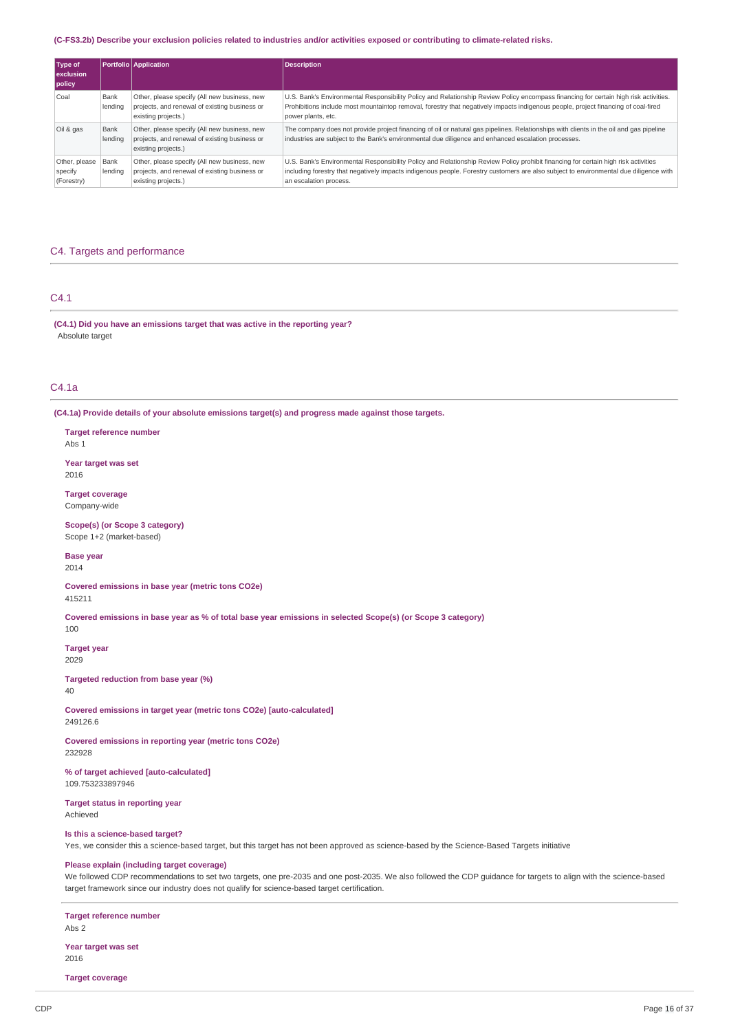**(C-FS3.2b) Describe your exclusion policies related to industries and/or activities exposed or contributing to climate-related risks.**

| Type of exclusion policy | Portfolio | Application | Description |
|---|---|---|---|
| Coal | Bank lending | Other, please specify (All new business, new projects, and renewal of existing business or existing projects.) | U.S. Bank's Environmental Responsibility Policy and Relationship Review Policy encompass financing for certain high risk activities. Prohibitions include most mountaintop removal, forestry that negatively impacts indigenous people, project financing of coal-fired power plants, etc. |
| Oil & gas | Bank lending | Other, please specify (All new business, new projects, and renewal of existing business or existing projects.) | The company does not provide project financing of oil or natural gas pipelines. Relationships with clients in the oil and gas pipeline industries are subject to the Bank's environmental due diligence and enhanced escalation processes. |
| Other, please specify (Forestry) | Bank lending | Other, please specify (All new business, new projects, and renewal of existing business or existing projects.) | U.S. Bank's Environmental Responsibility Policy and Relationship Review Policy prohibit financing for certain high risk activities including forestry that negatively impacts indigenous people. Forestry customers are also subject to environmental due diligence with an escalation process. |

## C4. Targets and performance

### C4.1

**(C4.1) Did you have an emissions target that was active in the reporting year?**

Absolute target

### C4.1a

**(C4.1a) Provide details of your absolute emissions target(s) and progress made against those targets.**

**Target reference number**
Abs 1

**Year target was set**
2016

**Target coverage**
Company-wide

**Scope(s) (or Scope 3 category)**
Scope 1+2 (market-based)

**Base year**
2014

**Covered emissions in base year (metric tons CO2e)**
415211

**Covered emissions in base year as % of total base year emissions in selected Scope(s) (or Scope 3 category)**
100

**Target year**
2029

**Targeted reduction from base year (%)**
40

**Covered emissions in target year (metric tons CO2e) [auto-calculated]**
249126.6

**Covered emissions in reporting year (metric tons CO2e)**
232928

**% of target achieved [auto-calculated]**
109.753233897946

**Target status in reporting year**
Achieved

**Is this a science-based target?**
Yes, we consider this a science-based target, but this target has not been approved as science-based by the Science-Based Targets initiative

**Please explain (including target coverage)**
We followed CDP recommendations to set two targets, one pre-2035 and one post-2035. We also followed the CDP guidance for targets to align with the science-based target framework since our industry does not qualify for science-based target certification.

---

**Target reference number**
Abs 2

**Year target was set**
2016

**Target coverage**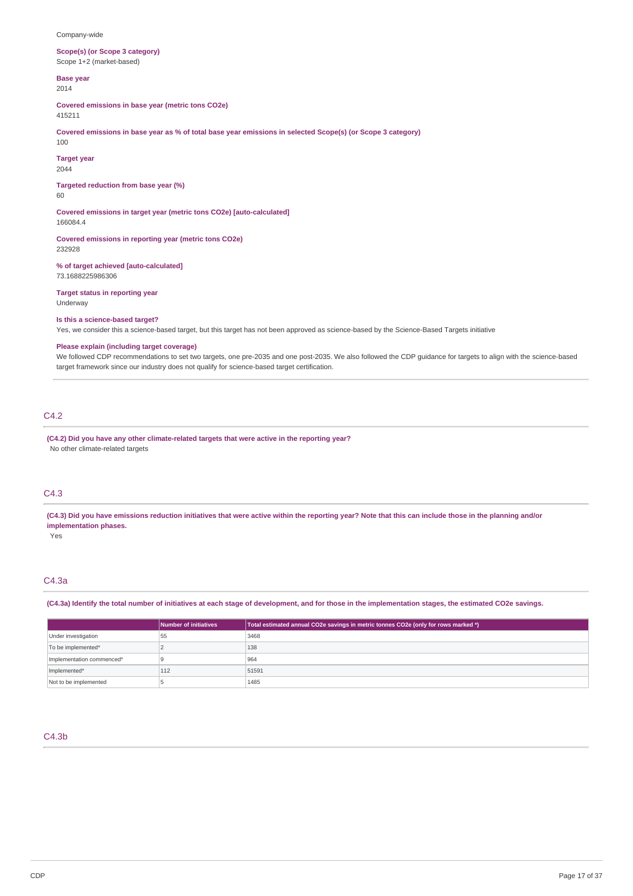Company-wide

**Scope(s) (or Scope 3 category)**
Scope 1+2 (market-based)

**Base year**
2014

**Covered emissions in base year (metric tons CO2e)**
415211

**Covered emissions in base year as % of total base year emissions in selected Scope(s) (or Scope 3 category)**
100

**Target year**
2044

**Targeted reduction from base year (%)**
60

**Covered emissions in target year (metric tons CO2e) [auto-calculated]**
166084.4

**Covered emissions in reporting year (metric tons CO2e)**
232928

**% of target achieved [auto-calculated]**
73.1688225986306

**Target status in reporting year**
Underway

**Is this a science-based target?**
Yes, we consider this a science-based target, but this target has not been approved as science-based by the Science-Based Targets initiative

**Please explain (including target coverage)**
We followed CDP recommendations to set two targets, one pre-2035 and one post-2035. We also followed the CDP guidance for targets to align with the science-based target framework since our industry does not qualify for science-based target certification.

## C4.2

**(C4.2) Did you have any other climate-related targets that were active in the reporting year?**
No other climate-related targets

## C4.3

**(C4.3) Did you have emissions reduction initiatives that were active within the reporting year? Note that this can include those in the planning and/or implementation phases.**
Yes

## C4.3a

**(C4.3a) Identify the total number of initiatives at each stage of development, and for those in the implementation stages, the estimated CO2e savings.**

| | Number of initiatives | Total estimated annual CO2e savings in metric tonnes CO2e (only for rows marked *) |
|---|---|---|
| Under investigation | 55 | 3468 |
| To be implemented* | 2 | 138 |
| Implementation commenced* | 9 | 964 |
| Implemented* | 112 | 51591 |
| Not to be implemented | 5 | 1485 |

## C4.3b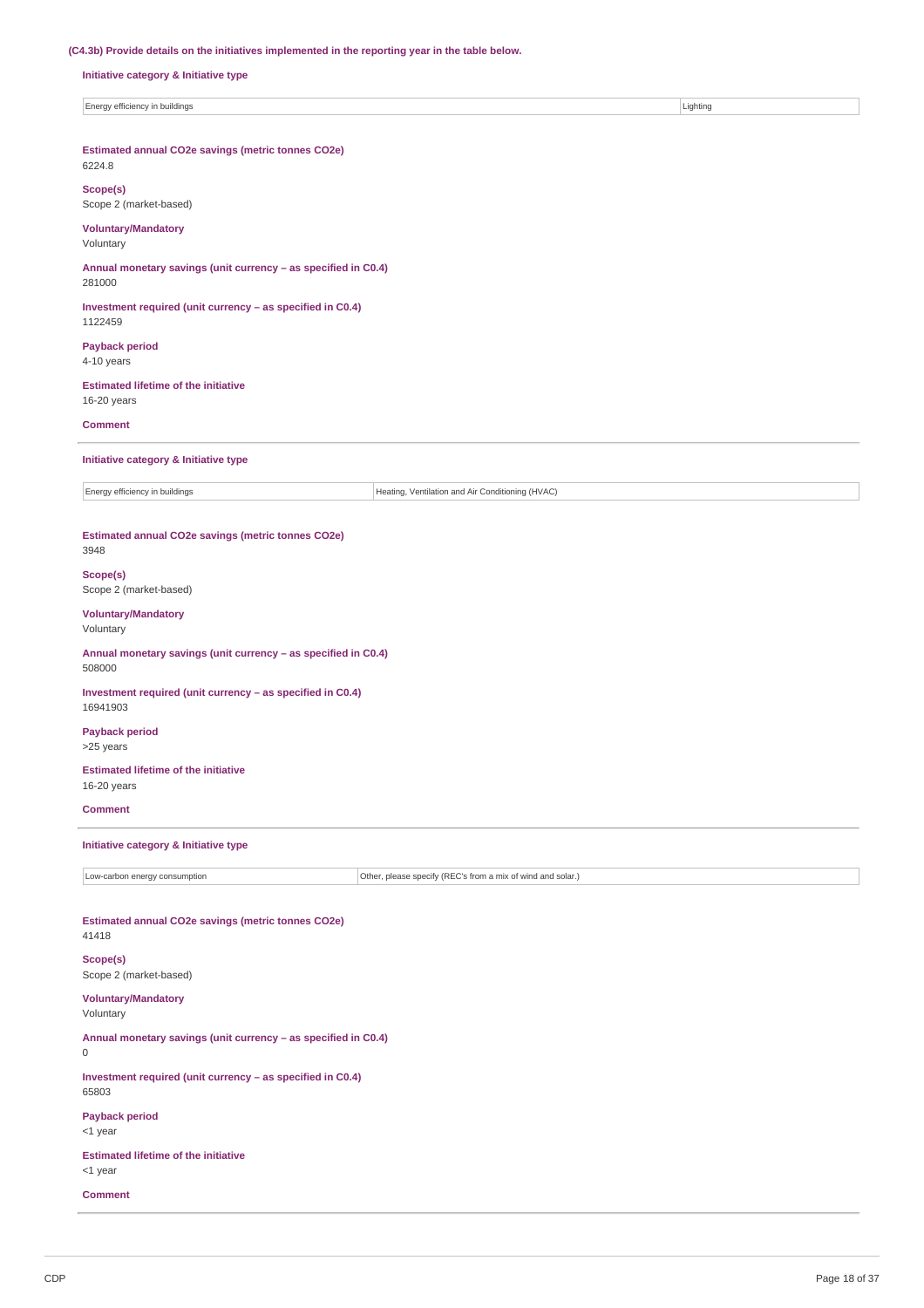**(C4.3b) Provide details on the initiatives implemented in the reporting year in the table below.**

**Initiative category & Initiative type**

| Energy efficiency in buildings | Lighting |
|---|---|

**Estimated annual CO2e savings (metric tonnes CO2e)**

6224.8

**Scope(s)**

Scope 2 (market-based)

**Voluntary/Mandatory**

Voluntary

**Annual monetary savings (unit currency – as specified in C0.4)**

281000

**Investment required (unit currency – as specified in C0.4)**

1122459

**Payback period**

4-10 years

**Estimated lifetime of the initiative**

16-20 years

**Comment**

---

**Initiative category & Initiative type**

| Energy efficiency in buildings | Heating, Ventilation and Air Conditioning (HVAC) |
|---|---|

**Estimated annual CO2e savings (metric tonnes CO2e)**

3948

**Scope(s)**

Scope 2 (market-based)

**Voluntary/Mandatory**

Voluntary

**Annual monetary savings (unit currency – as specified in C0.4)**

508000

**Investment required (unit currency – as specified in C0.4)**

16941903

**Payback period**

>25 years

**Estimated lifetime of the initiative**

16-20 years

**Comment**

---

**Initiative category & Initiative type**

| Low-carbon energy consumption | Other, please specify (REC's from a mix of wind and solar.) |
|---|---|

**Estimated annual CO2e savings (metric tonnes CO2e)**

41418

**Scope(s)**

Scope 2 (market-based)

**Voluntary/Mandatory**

Voluntary

**Annual monetary savings (unit currency – as specified in C0.4)**

0

**Investment required (unit currency – as specified in C0.4)**

65803

**Payback period**

<1 year

**Estimated lifetime of the initiative**

<1 year

**Comment**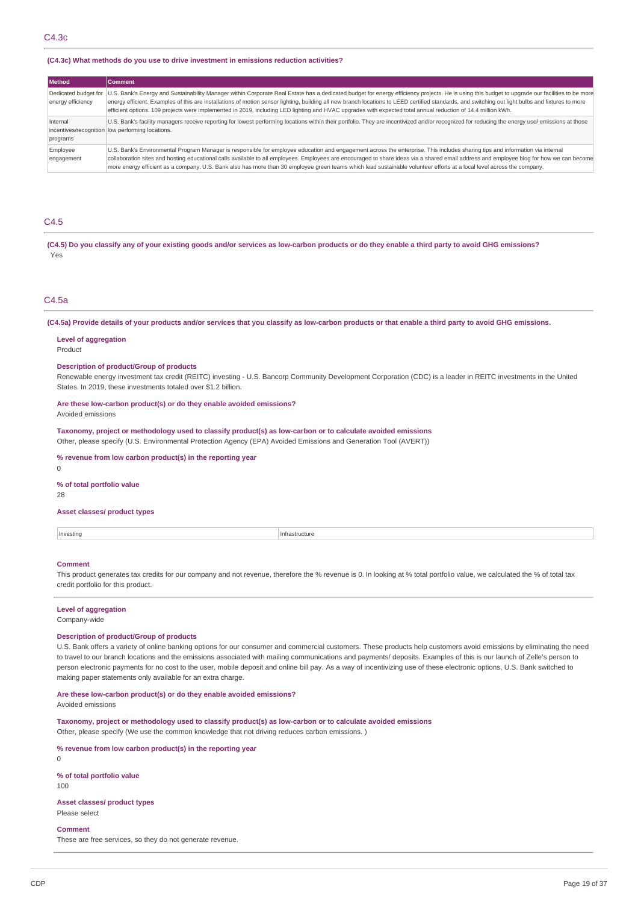## C4.3c

### (C4.3c) What methods do you use to drive investment in emissions reduction activities?

| Method | Comment |
|---|---|
| Dedicated budget for energy efficiency | U.S. Bank's Energy and Sustainability Manager within Corporate Real Estate has a dedicated budget for energy efficiency projects. He is using this budget to upgrade our facilities to be more energy efficient. Examples of this are installations of motion sensor lighting, building all new branch locations to LEED certified standards, and switching out light bulbs and fixtures to more efficient options. 109 projects were implemented in 2019, including LED lighting and HVAC upgrades with expected total annual reduction of 14.4 million kWh. |
| Internal incentives/recognition programs | U.S. Bank's facility managers receive reporting for lowest performing locations within their portfolio. They are incentivized and/or recognized for reducing the energy use/ emissions at those low performing locations. |
| Employee engagement | U.S. Bank's Environmental Program Manager is responsible for employee education and engagement across the enterprise. This includes sharing tips and information via internal collaboration sites and hosting educational calls available to all employees. Employees are encouraged to share ideas via a shared email address and employee blog for how we can become more energy efficient as a company. U.S. Bank also has more than 30 employee green teams which lead sustainable volunteer efforts at a local level across the company. |

## C4.5

### (C4.5) Do you classify any of your existing goods and/or services as low-carbon products or do they enable a third party to avoid GHG emissions?

Yes

## C4.5a

### (C4.5a) Provide details of your products and/or services that you classify as low-carbon products or that enable a third party to avoid GHG emissions.

**Level of aggregation**

Product

**Description of product/Group of products**

Renewable energy investment tax credit (REITC) investing - U.S. Bancorp Community Development Corporation (CDC) is a leader in REITC investments in the United States. In 2019, these investments totaled over $1.2 billion.

**Are these low-carbon product(s) or do they enable avoided emissions?**

Avoided emissions

**Taxonomy, project or methodology used to classify product(s) as low-carbon or to calculate avoided emissions**

Other, please specify (U.S. Environmental Protection Agency (EPA) Avoided Emissions and Generation Tool (AVERT))

**% revenue from low carbon product(s) in the reporting year**

0

**% of total portfolio value**

28

**Asset classes/ product types**

| Investing | Infrastructure |
|---|---|

**Comment**

This product generates tax credits for our company and not revenue, therefore the % revenue is 0. In looking at % total portfolio value, we calculated the % of total tax credit portfolio for this product.

**Level of aggregation**

Company-wide

**Description of product/Group of products**

U.S. Bank offers a variety of online banking options for our consumer and commercial customers. These products help customers avoid emissions by eliminating the need to travel to our branch locations and the emissions associated with mailing communications and payments/ deposits. Examples of this is our launch of Zelle's person to person electronic payments for no cost to the user, mobile deposit and online bill pay. As a way of incentivizing use of these electronic options, U.S. Bank switched to making paper statements only available for an extra charge.

**Are these low-carbon product(s) or do they enable avoided emissions?**

Avoided emissions

**Taxonomy, project or methodology used to classify product(s) as low-carbon or to calculate avoided emissions**

Other, please specify (We use the common knowledge that not driving reduces carbon emissions. )

**% revenue from low carbon product(s) in the reporting year**

0

**% of total portfolio value**

100

**Asset classes/ product types**

Please select

**Comment**

These are free services, so they do not generate revenue.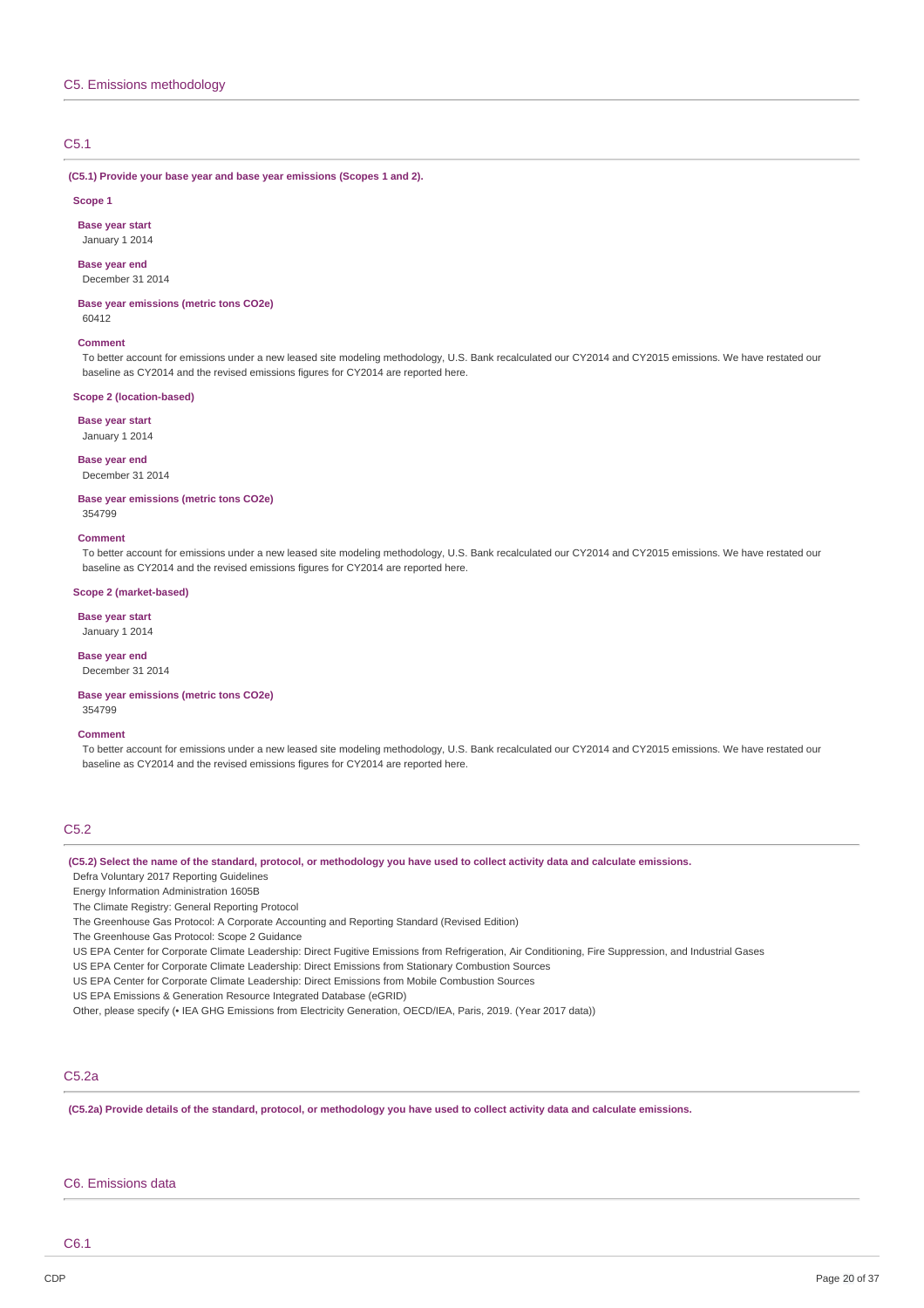## C5. Emissions methodology

### C5.1

**(C5.1) Provide your base year and base year emissions (Scopes 1 and 2).**

**Scope 1**

**Base year start**
January 1 2014

**Base year end**
December 31 2014

**Base year emissions (metric tons CO2e)**
60412

**Comment**
To better account for emissions under a new leased site modeling methodology, U.S. Bank recalculated our CY2014 and CY2015 emissions. We have restated our baseline as CY2014 and the revised emissions figures for CY2014 are reported here.

**Scope 2 (location-based)**

**Base year start**
January 1 2014

**Base year end**
December 31 2014

**Base year emissions (metric tons CO2e)**
354799

**Comment**
To better account for emissions under a new leased site modeling methodology, U.S. Bank recalculated our CY2014 and CY2015 emissions. We have restated our baseline as CY2014 and the revised emissions figures for CY2014 are reported here.

**Scope 2 (market-based)**

**Base year start**
January 1 2014

**Base year end**
December 31 2014

**Base year emissions (metric tons CO2e)**
354799

**Comment**
To better account for emissions under a new leased site modeling methodology, U.S. Bank recalculated our CY2014 and CY2015 emissions. We have restated our baseline as CY2014 and the revised emissions figures for CY2014 are reported here.

### C5.2

**(C5.2) Select the name of the standard, protocol, or methodology you have used to collect activity data and calculate emissions.**

Defra Voluntary 2017 Reporting Guidelines
Energy Information Administration 1605B
The Climate Registry: General Reporting Protocol
The Greenhouse Gas Protocol: A Corporate Accounting and Reporting Standard (Revised Edition)
The Greenhouse Gas Protocol: Scope 2 Guidance
US EPA Center for Corporate Climate Leadership: Direct Fugitive Emissions from Refrigeration, Air Conditioning, Fire Suppression, and Industrial Gases
US EPA Center for Corporate Climate Leadership: Direct Emissions from Stationary Combustion Sources
US EPA Center for Corporate Climate Leadership: Direct Emissions from Mobile Combustion Sources
US EPA Emissions & Generation Resource Integrated Database (eGRID)
Other, please specify (• IEA GHG Emissions from Electricity Generation, OECD/IEA, Paris, 2019. (Year 2017 data))

### C5.2a

**(C5.2a) Provide details of the standard, protocol, or methodology you have used to collect activity data and calculate emissions.**

## C6. Emissions data

### C6.1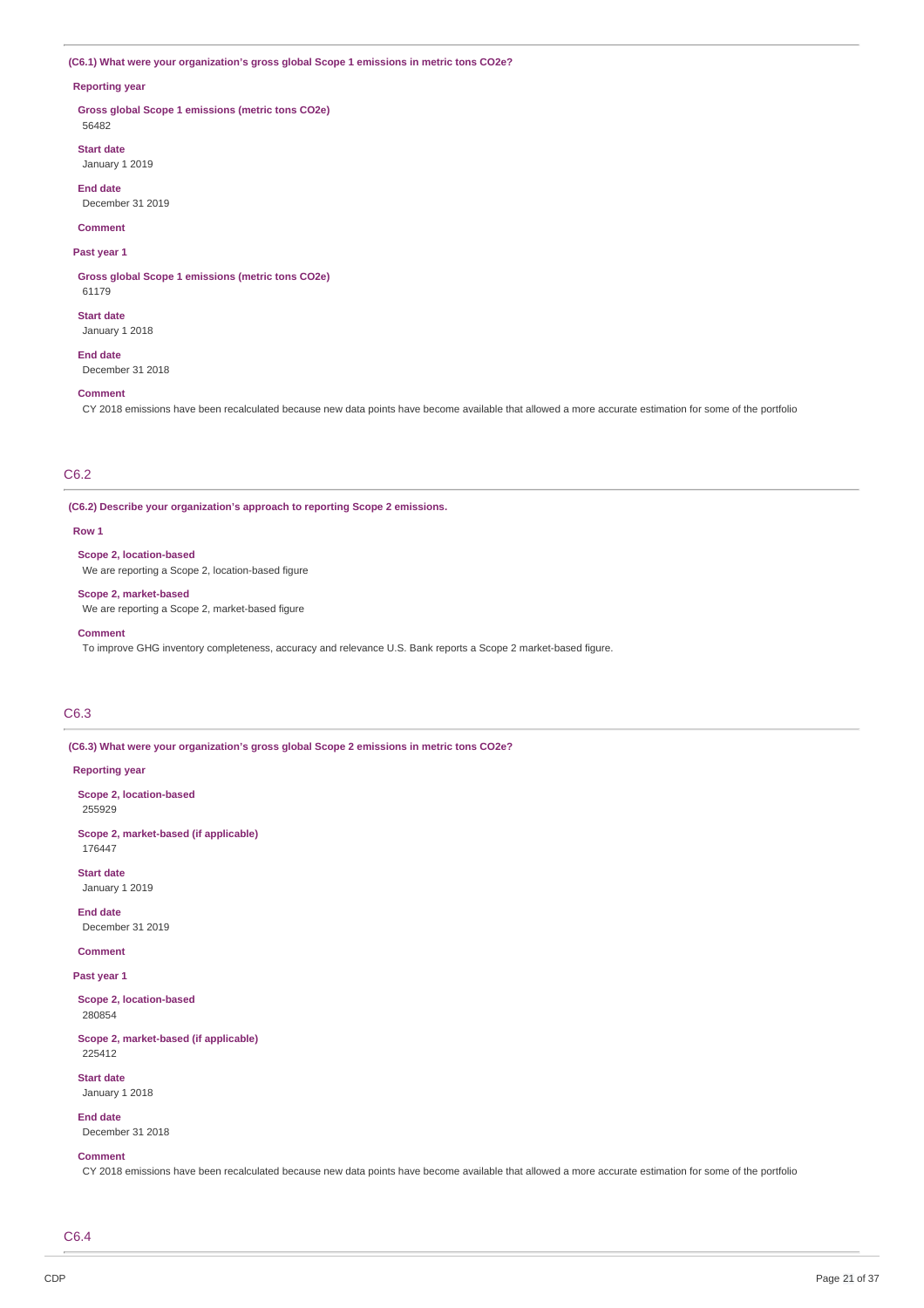**(C6.1) What were your organization's gross global Scope 1 emissions in metric tons CO2e?**

**Reporting year**

**Gross global Scope 1 emissions (metric tons CO2e)**
56482

**Start date**
January 1 2019

**End date**
December 31 2019

**Comment**

**Past year 1**

**Gross global Scope 1 emissions (metric tons CO2e)**
61179

**Start date**
January 1 2018

**End date**
December 31 2018

**Comment**
CY 2018 emissions have been recalculated because new data points have become available that allowed a more accurate estimation for some of the portfolio

## C6.2

**(C6.2) Describe your organization's approach to reporting Scope 2 emissions.**

**Row 1**

**Scope 2, location-based**
We are reporting a Scope 2, location-based figure

**Scope 2, market-based**
We are reporting a Scope 2, market-based figure

**Comment**
To improve GHG inventory completeness, accuracy and relevance U.S. Bank reports a Scope 2 market-based figure.

## C6.3

**(C6.3) What were your organization's gross global Scope 2 emissions in metric tons CO2e?**

**Reporting year**

**Scope 2, location-based**
255929

**Scope 2, market-based (if applicable)**
176447

**Start date**
January 1 2019

**End date**
December 31 2019

**Comment**

**Past year 1**

**Scope 2, location-based**
280854

**Scope 2, market-based (if applicable)**
225412

**Start date**
January 1 2018

**End date**
December 31 2018

**Comment**
CY 2018 emissions have been recalculated because new data points have become available that allowed a more accurate estimation for some of the portfolio

## C6.4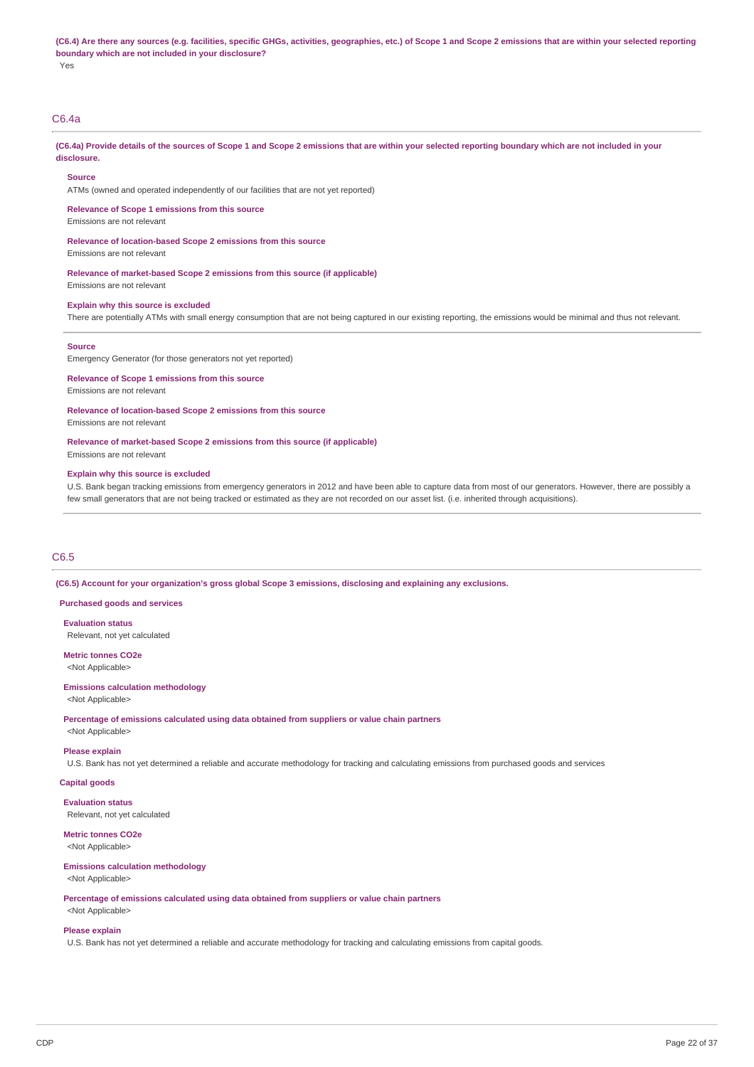**(C6.4) Are there any sources (e.g. facilities, specific GHGs, activities, geographies, etc.) of Scope 1 and Scope 2 emissions that are within your selected reporting boundary which are not included in your disclosure?**

Yes

## C6.4a

**(C6.4a) Provide details of the sources of Scope 1 and Scope 2 emissions that are within your selected reporting boundary which are not included in your disclosure.**

**Source**

ATMs (owned and operated independently of our facilities that are not yet reported)

**Relevance of Scope 1 emissions from this source**

Emissions are not relevant

**Relevance of location-based Scope 2 emissions from this source**

Emissions are not relevant

**Relevance of market-based Scope 2 emissions from this source (if applicable)**

Emissions are not relevant

**Explain why this source is excluded**

There are potentially ATMs with small energy consumption that are not being captured in our existing reporting, the emissions would be minimal and thus not relevant.

**Source**

Emergency Generator (for those generators not yet reported)

**Relevance of Scope 1 emissions from this source**

Emissions are not relevant

**Relevance of location-based Scope 2 emissions from this source**

Emissions are not relevant

**Relevance of market-based Scope 2 emissions from this source (if applicable)**

Emissions are not relevant

**Explain why this source is excluded**

U.S. Bank began tracking emissions from emergency generators in 2012 and have been able to capture data from most of our generators. However, there are possibly a few small generators that are not being tracked or estimated as they are not recorded on our asset list. (i.e. inherited through acquisitions).

## C6.5

**(C6.5) Account for your organization's gross global Scope 3 emissions, disclosing and explaining any exclusions.**

**Purchased goods and services**

**Evaluation status**

Relevant, not yet calculated

**Metric tonnes CO2e**

<Not Applicable>

**Emissions calculation methodology**

<Not Applicable>

**Percentage of emissions calculated using data obtained from suppliers or value chain partners**

<Not Applicable>

**Please explain**

U.S. Bank has not yet determined a reliable and accurate methodology for tracking and calculating emissions from purchased goods and services

**Capital goods**

**Evaluation status**

Relevant, not yet calculated

**Metric tonnes CO2e**

<Not Applicable>

**Emissions calculation methodology**

<Not Applicable>

**Percentage of emissions calculated using data obtained from suppliers or value chain partners**

<Not Applicable>

**Please explain**

U.S. Bank has not yet determined a reliable and accurate methodology for tracking and calculating emissions from capital goods.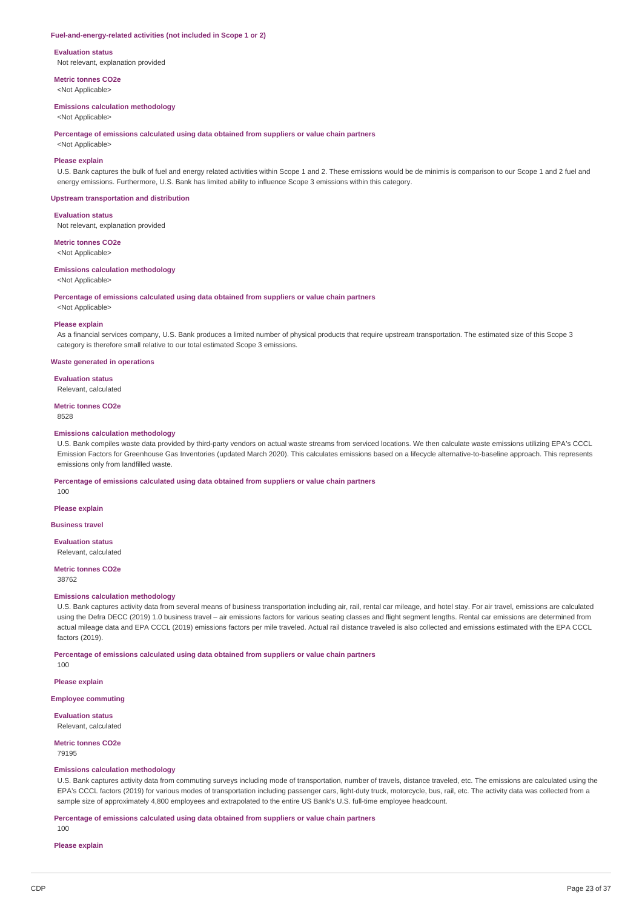### Fuel-and-energy-related activities (not included in Scope 1 or 2)

**Evaluation status**

Not relevant, explanation provided

**Metric tonnes CO2e**

<Not Applicable>

**Emissions calculation methodology**

<Not Applicable>

**Percentage of emissions calculated using data obtained from suppliers or value chain partners**

<Not Applicable>

**Please explain**

U.S. Bank captures the bulk of fuel and energy related activities within Scope 1 and 2. These emissions would be de minimis is comparison to our Scope 1 and 2 fuel and energy emissions. Furthermore, U.S. Bank has limited ability to influence Scope 3 emissions within this category.

### Upstream transportation and distribution

**Evaluation status**

Not relevant, explanation provided

**Metric tonnes CO2e**

<Not Applicable>

**Emissions calculation methodology**

<Not Applicable>

**Percentage of emissions calculated using data obtained from suppliers or value chain partners**

<Not Applicable>

**Please explain**

As a financial services company, U.S. Bank produces a limited number of physical products that require upstream transportation. The estimated size of this Scope 3 category is therefore small relative to our total estimated Scope 3 emissions.

### Waste generated in operations

**Evaluation status**

Relevant, calculated

**Metric tonnes CO2e**

8528

**Emissions calculation methodology**

U.S. Bank compiles waste data provided by third-party vendors on actual waste streams from serviced locations. We then calculate waste emissions utilizing EPA's CCCL Emission Factors for Greenhouse Gas Inventories (updated March 2020). This calculates emissions based on a lifecycle alternative-to-baseline approach. This represents emissions only from landfilled waste.

**Percentage of emissions calculated using data obtained from suppliers or value chain partners**

100

**Please explain**

### Business travel

**Evaluation status**

Relevant, calculated

**Metric tonnes CO2e**

38762

**Emissions calculation methodology**

U.S. Bank captures activity data from several means of business transportation including air, rail, rental car mileage, and hotel stay. For air travel, emissions are calculated using the Defra DECC (2019) 1.0 business travel – air emissions factors for various seating classes and flight segment lengths. Rental car emissions are determined from actual mileage data and EPA CCCL (2019) emissions factors per mile traveled. Actual rail distance traveled is also collected and emissions estimated with the EPA CCCL factors (2019).

**Percentage of emissions calculated using data obtained from suppliers or value chain partners**

100

**Please explain**

### Employee commuting

**Evaluation status**

Relevant, calculated

**Metric tonnes CO2e**

79195

**Emissions calculation methodology**

U.S. Bank captures activity data from commuting surveys including mode of transportation, number of travels, distance traveled, etc. The emissions are calculated using the EPA's CCCL factors (2019) for various modes of transportation including passenger cars, light-duty truck, motorcycle, bus, rail, etc. The activity data was collected from a sample size of approximately 4,800 employees and extrapolated to the entire US Bank's U.S. full-time employee headcount.

**Percentage of emissions calculated using data obtained from suppliers or value chain partners**

100

**Please explain**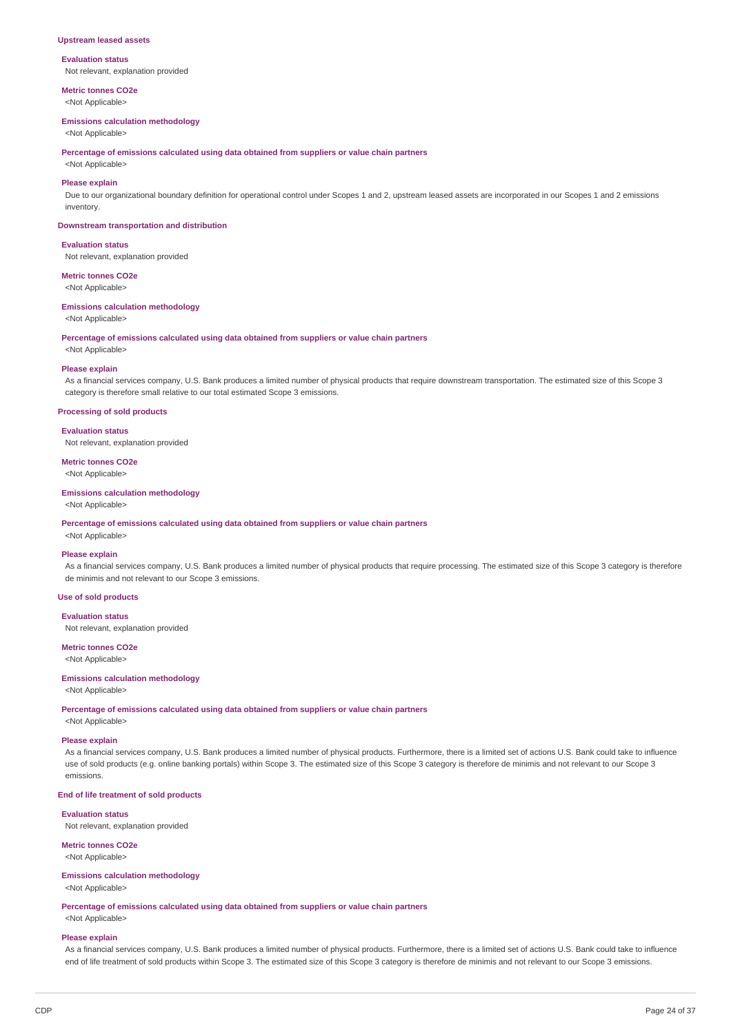### Upstream leased assets

**Evaluation status**
Not relevant, explanation provided

**Metric tonnes CO2e**
<Not Applicable>

**Emissions calculation methodology**
<Not Applicable>

**Percentage of emissions calculated using data obtained from suppliers or value chain partners**
<Not Applicable>

**Please explain**
Due to our organizational boundary definition for operational control under Scopes 1 and 2, upstream leased assets are incorporated in our Scopes 1 and 2 emissions inventory.

### Downstream transportation and distribution

**Evaluation status**
Not relevant, explanation provided

**Metric tonnes CO2e**
<Not Applicable>

**Emissions calculation methodology**
<Not Applicable>

**Percentage of emissions calculated using data obtained from suppliers or value chain partners**
<Not Applicable>

**Please explain**
As a financial services company, U.S. Bank produces a limited number of physical products that require downstream transportation. The estimated size of this Scope 3 category is therefore small relative to our total estimated Scope 3 emissions.

### Processing of sold products

**Evaluation status**
Not relevant, explanation provided

**Metric tonnes CO2e**
<Not Applicable>

**Emissions calculation methodology**
<Not Applicable>

**Percentage of emissions calculated using data obtained from suppliers or value chain partners**
<Not Applicable>

**Please explain**
As a financial services company, U.S. Bank produces a limited number of physical products that require processing. The estimated size of this Scope 3 category is therefore de minimis and not relevant to our Scope 3 emissions.

### Use of sold products

**Evaluation status**
Not relevant, explanation provided

**Metric tonnes CO2e**
<Not Applicable>

**Emissions calculation methodology**
<Not Applicable>

**Percentage of emissions calculated using data obtained from suppliers or value chain partners**
<Not Applicable>

**Please explain**
As a financial services company, U.S. Bank produces a limited number of physical products. Furthermore, there is a limited set of actions U.S. Bank could take to influence use of sold products (e.g. online banking portals) within Scope 3. The estimated size of this Scope 3 category is therefore de minimis and not relevant to our Scope 3 emissions.

### End of life treatment of sold products

**Evaluation status**
Not relevant, explanation provided

**Metric tonnes CO2e**
<Not Applicable>

**Emissions calculation methodology**
<Not Applicable>

**Percentage of emissions calculated using data obtained from suppliers or value chain partners**
<Not Applicable>

**Please explain**
As a financial services company, U.S. Bank produces a limited number of physical products. Furthermore, there is a limited set of actions U.S. Bank could take to influence end of life treatment of sold products within Scope 3. The estimated size of this Scope 3 category is therefore de minimis and not relevant to our Scope 3 emissions.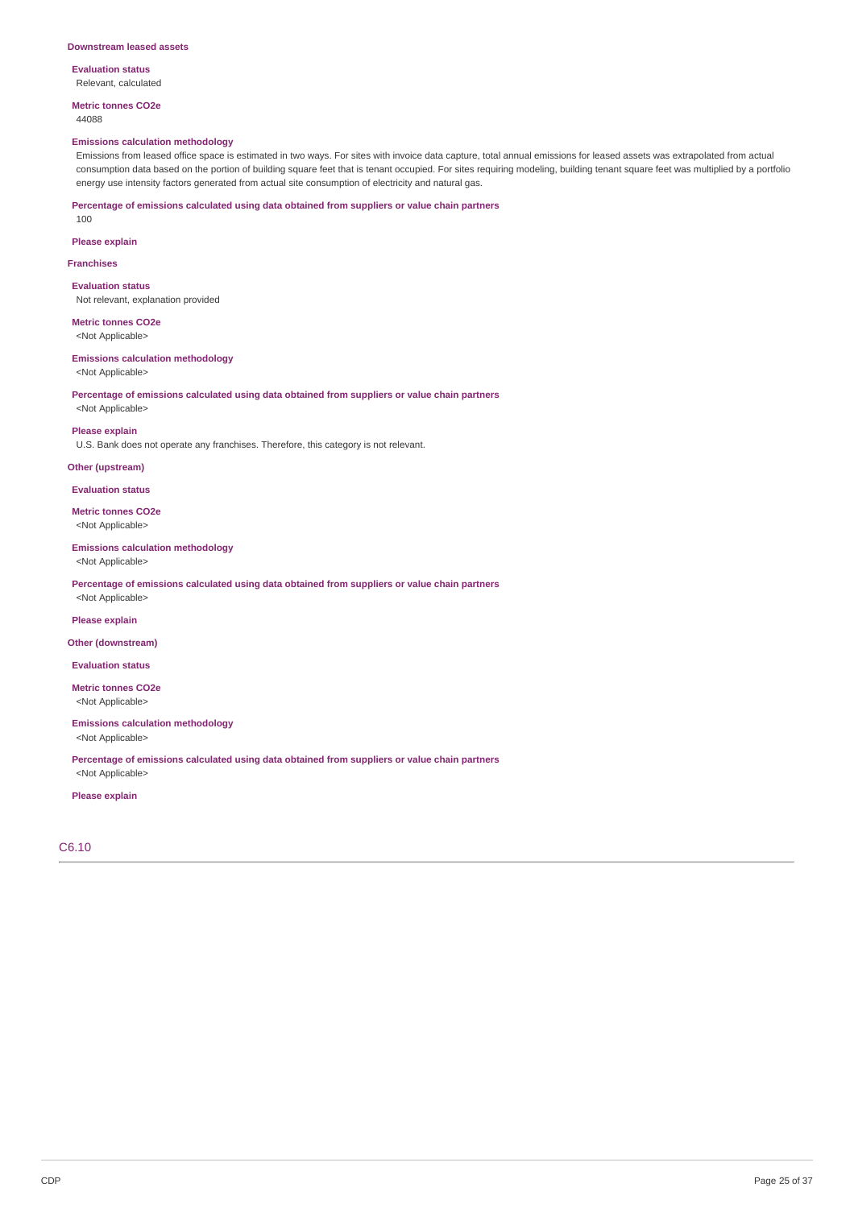### Downstream leased assets

**Evaluation status**
Relevant, calculated

**Metric tonnes CO2e**
44088

**Emissions calculation methodology**
Emissions from leased office space is estimated in two ways. For sites with invoice data capture, total annual emissions for leased assets was extrapolated from actual consumption data based on the portion of building square feet that is tenant occupied. For sites requiring modeling, building tenant square feet was multiplied by a portfolio energy use intensity factors generated from actual site consumption of electricity and natural gas.

**Percentage of emissions calculated using data obtained from suppliers or value chain partners**
100

**Please explain**

### Franchises

**Evaluation status**
Not relevant, explanation provided

**Metric tonnes CO2e**
<Not Applicable>

**Emissions calculation methodology**
<Not Applicable>

**Percentage of emissions calculated using data obtained from suppliers or value chain partners**
<Not Applicable>

**Please explain**
U.S. Bank does not operate any franchises. Therefore, this category is not relevant.

### Other (upstream)

**Evaluation status**

**Metric tonnes CO2e**
<Not Applicable>

**Emissions calculation methodology**
<Not Applicable>

**Percentage of emissions calculated using data obtained from suppliers or value chain partners**
<Not Applicable>

**Please explain**

### Other (downstream)

**Evaluation status**

**Metric tonnes CO2e**
<Not Applicable>

**Emissions calculation methodology**
<Not Applicable>

**Percentage of emissions calculated using data obtained from suppliers or value chain partners**
<Not Applicable>

**Please explain**

## C6.10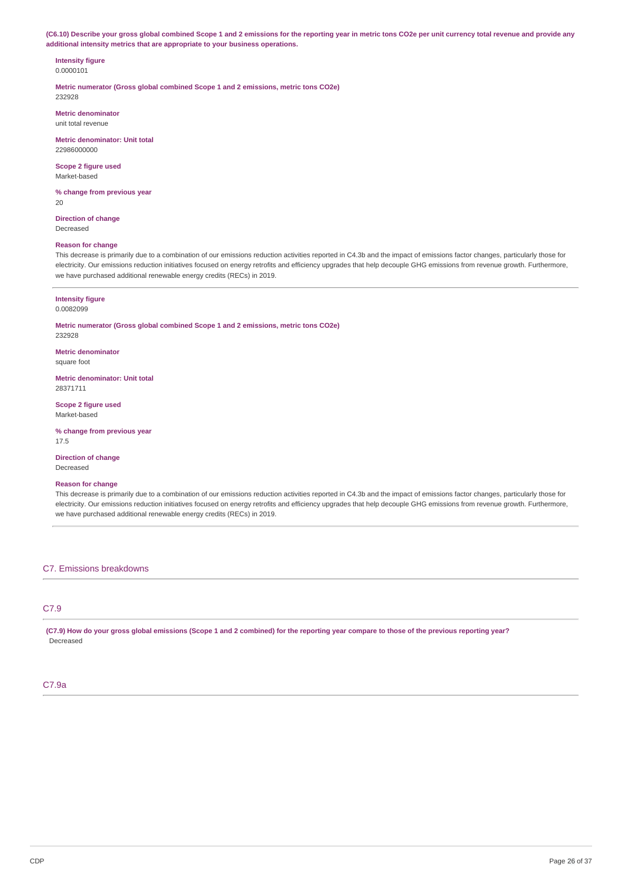**(C6.10) Describe your gross global combined Scope 1 and 2 emissions for the reporting year in metric tons CO2e per unit currency total revenue and provide any additional intensity metrics that are appropriate to your business operations.**

**Intensity figure**
0.0000101

**Metric numerator (Gross global combined Scope 1 and 2 emissions, metric tons CO2e)**
232928

**Metric denominator**
unit total revenue

**Metric denominator: Unit total**
22986000000

**Scope 2 figure used**
Market-based

**% change from previous year**
20

**Direction of change**
Decreased

**Reason for change**
This decrease is primarily due to a combination of our emissions reduction activities reported in C4.3b and the impact of emissions factor changes, particularly those for electricity. Our emissions reduction initiatives focused on energy retrofits and efficiency upgrades that help decouple GHG emissions from revenue growth. Furthermore, we have purchased additional renewable energy credits (RECs) in 2019.

---

**Intensity figure**
0.0082099

**Metric numerator (Gross global combined Scope 1 and 2 emissions, metric tons CO2e)**
232928

**Metric denominator**
square foot

**Metric denominator: Unit total**
28371711

**Scope 2 figure used**
Market-based

**% change from previous year**
17.5

**Direction of change**
Decreased

**Reason for change**
This decrease is primarily due to a combination of our emissions reduction activities reported in C4.3b and the impact of emissions factor changes, particularly those for electricity. Our emissions reduction initiatives focused on energy retrofits and efficiency upgrades that help decouple GHG emissions from revenue growth. Furthermore, we have purchased additional renewable energy credits (RECs) in 2019.

## C7. Emissions breakdowns

### C7.9

**(C7.9) How do your gross global emissions (Scope 1 and 2 combined) for the reporting year compare to those of the previous reporting year?**
Decreased

### C7.9a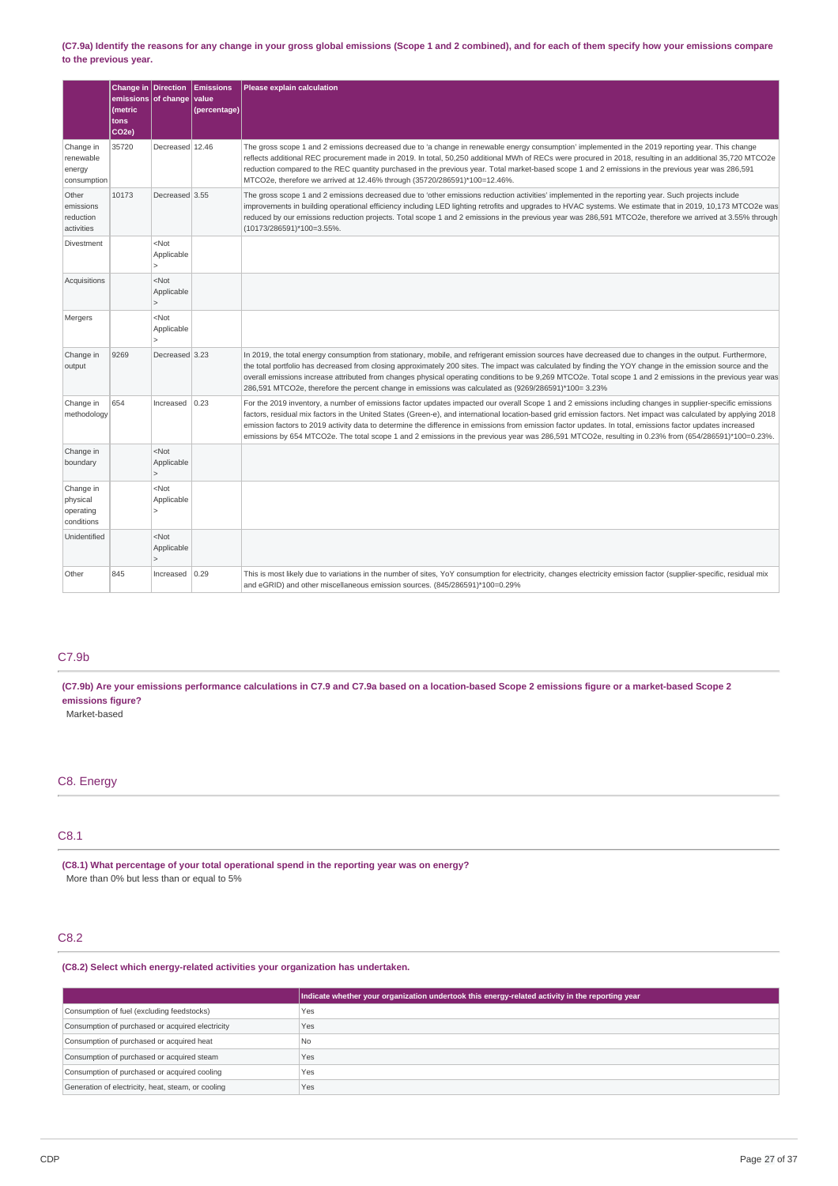**(C7.9a) Identify the reasons for any change in your gross global emissions (Scope 1 and 2 combined), and for each of them specify how your emissions compare to the previous year.**

| | Change in emissions (metric tons CO2e) | Direction of change | Emissions value (percentage) | Please explain calculation |
|---|---|---|---|---|
| Change in renewable energy consumption | 35720 | Decreased | 12.46 | The gross scope 1 and 2 emissions decreased due to 'a change in renewable energy consumption' implemented in the 2019 reporting year. This change reflects additional REC procurement made in 2019. In total, 50,250 additional MWh of RECs were procured in 2018, resulting in an additional 35,720 MTCO2e reduction compared to the REC quantity purchased in the previous year. Total market-based scope 1 and 2 emissions in the previous year was 286,591 MTCO2e, therefore we arrived at 12.46% through (35720/286591)*100=12.46%. |
| Other emissions reduction activities | 10173 | Decreased | 3.55 | The gross scope 1 and 2 emissions decreased due to 'other emissions reduction activities' implemented in the reporting year. Such projects include improvements in building operational efficiency including LED lighting retrofits and upgrades to HVAC systems. We estimate that in 2019, 10,173 MTCO2e was reduced by our emissions reduction projects. Total scope 1 and 2 emissions in the previous year was 286,591 MTCO2e, therefore we arrived at 3.55% through (10173/286591)*100=3.55%. |
| Divestment | | <Not Applicable> | | |
| Acquisitions | | <Not Applicable> | | |
| Mergers | | <Not Applicable> | | |
| Change in output | 9269 | Decreased | 3.23 | In 2019, the total energy consumption from stationary, mobile, and refrigerant emission sources have decreased due to changes in the output. Furthermore, the total portfolio has decreased from closing approximately 200 sites. The impact was calculated by finding the YOY change in the emission source and the overall emissions increase attributed from changes physical operating conditions to be 9,269 MTCO2e. Total scope 1 and 2 emissions in the previous year was 286,591 MTCO2e, therefore the percent change in emissions was calculated as (9269/286591)*100= 3.23% |
| Change in methodology | 654 | Increased | 0.23 | For the 2019 inventory, a number of emissions factor updates impacted our overall Scope 1 and 2 emissions including changes in supplier-specific emissions factors, residual mix factors in the United States (Green-e), and international location-based grid emission factors. Net impact was calculated by applying 2018 emission factors to 2019 activity data to determine the difference in emissions from emission factor updates. In total, emissions factor updates increased emissions by 654 MTCO2e. The total scope 1 and 2 emissions in the previous year was 286,591 MTCO2e, resulting in 0.23% from (654/286591)*100=0.23%. |
| Change in boundary | | <Not Applicable> | | |
| Change in physical operating conditions | | <Not Applicable> | | |
| Unidentified | | <Not Applicable> | | |
| Other | 845 | Increased | 0.29 | This is most likely due to variations in the number of sites, YoY consumption for electricity, changes electricity emission factor (supplier-specific, residual mix and eGRID) and other miscellaneous emission sources. (845/286591)*100=0.29% |

## C7.9b

**(C7.9b) Are your emissions performance calculations in C7.9 and C7.9a based on a location-based Scope 2 emissions figure or a market-based Scope 2 emissions figure?**

Market-based

# C8. Energy

## C8.1

**(C8.1) What percentage of your total operational spend in the reporting year was on energy?**

More than 0% but less than or equal to 5%

## C8.2

**(C8.2) Select which energy-related activities your organization has undertaken.**

| | Indicate whether your organization undertook this energy-related activity in the reporting year |
|---|---|
| Consumption of fuel (excluding feedstocks) | Yes |
| Consumption of purchased or acquired electricity | Yes |
| Consumption of purchased or acquired heat | No |
| Consumption of purchased or acquired steam | Yes |
| Consumption of purchased or acquired cooling | Yes |
| Generation of electricity, heat, steam, or cooling | Yes |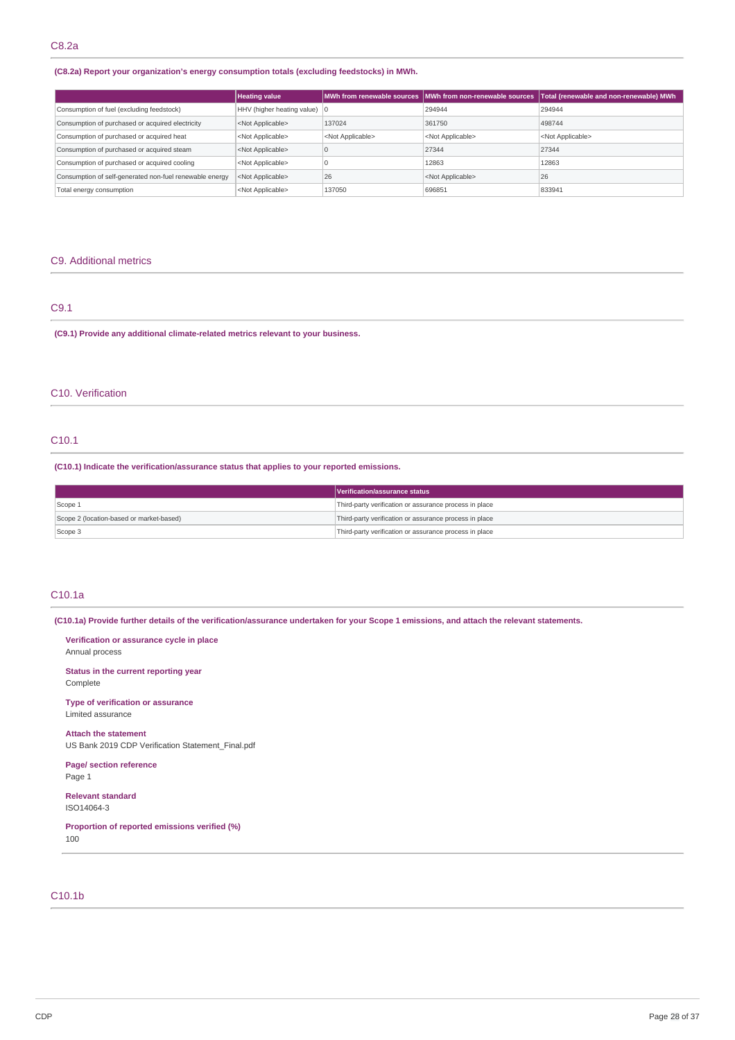## C8.2a

**(C8.2a) Report your organization's energy consumption totals (excluding feedstocks) in MWh.**

| | Heating value | MWh from renewable sources | MWh from non-renewable sources | Total (renewable and non-renewable) MWh |
|---|---|---|---|---|
| Consumption of fuel (excluding feedstock) | HHV (higher heating value) | 0 | 294944 | 294944 |
| Consumption of purchased or acquired electricity | <Not Applicable> | 137024 | 361750 | 498744 |
| Consumption of purchased or acquired heat | <Not Applicable> | <Not Applicable> | <Not Applicable> | <Not Applicable> |
| Consumption of purchased or acquired steam | <Not Applicable> | 0 | 27344 | 27344 |
| Consumption of purchased or acquired cooling | <Not Applicable> | 0 | 12863 | 12863 |
| Consumption of self-generated non-fuel renewable energy | <Not Applicable> | 26 | <Not Applicable> | 26 |
| Total energy consumption | <Not Applicable> | 137050 | 696851 | 833941 |

# C9. Additional metrics

## C9.1

**(C9.1) Provide any additional climate-related metrics relevant to your business.**

# C10. Verification

## C10.1

**(C10.1) Indicate the verification/assurance status that applies to your reported emissions.**

| | Verification/assurance status |
|---|---|
| Scope 1 | Third-party verification or assurance process in place |
| Scope 2 (location-based or market-based) | Third-party verification or assurance process in place |
| Scope 3 | Third-party verification or assurance process in place |

## C10.1a

**(C10.1a) Provide further details of the verification/assurance undertaken for your Scope 1 emissions, and attach the relevant statements.**

**Verification or assurance cycle in place**
Annual process

**Status in the current reporting year**
Complete

**Type of verification or assurance**
Limited assurance

**Attach the statement**
US Bank 2019 CDP Verification Statement_Final.pdf

**Page/ section reference**
Page 1

**Relevant standard**
ISO14064-3

**Proportion of reported emissions verified (%)**
100

## C10.1b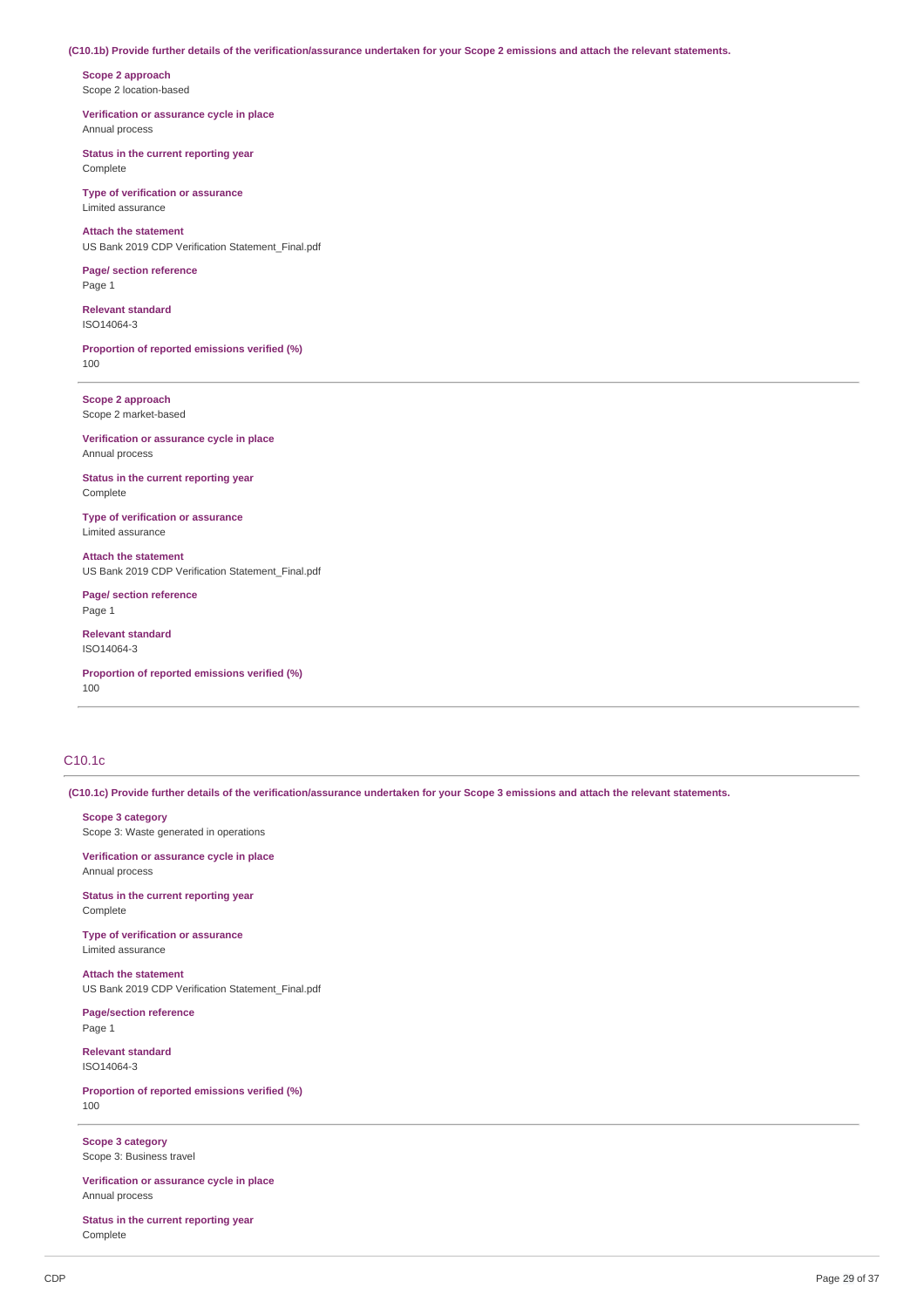**(C10.1b) Provide further details of the verification/assurance undertaken for your Scope 2 emissions and attach the relevant statements.**

**Scope 2 approach**
Scope 2 location-based

**Verification or assurance cycle in place**
Annual process

**Status in the current reporting year**
Complete

**Type of verification or assurance**
Limited assurance

**Attach the statement**
US Bank 2019 CDP Verification Statement_Final.pdf

**Page/ section reference**
Page 1

**Relevant standard**
ISO14064-3

**Proportion of reported emissions verified (%)**
100

---

**Scope 2 approach**
Scope 2 market-based

**Verification or assurance cycle in place**
Annual process

**Status in the current reporting year**
Complete

**Type of verification or assurance**
Limited assurance

**Attach the statement**
US Bank 2019 CDP Verification Statement_Final.pdf

**Page/ section reference**
Page 1

**Relevant standard**
ISO14064-3

**Proportion of reported emissions verified (%)**
100

---

## C10.1c

**(C10.1c) Provide further details of the verification/assurance undertaken for your Scope 3 emissions and attach the relevant statements.**

**Scope 3 category**
Scope 3: Waste generated in operations

**Verification or assurance cycle in place**
Annual process

**Status in the current reporting year**
Complete

**Type of verification or assurance**
Limited assurance

**Attach the statement**
US Bank 2019 CDP Verification Statement_Final.pdf

**Page/section reference**
Page 1

**Relevant standard**
ISO14064-3

**Proportion of reported emissions verified (%)**
100

---

**Scope 3 category**
Scope 3: Business travel

**Verification or assurance cycle in place**
Annual process

**Status in the current reporting year**
Complete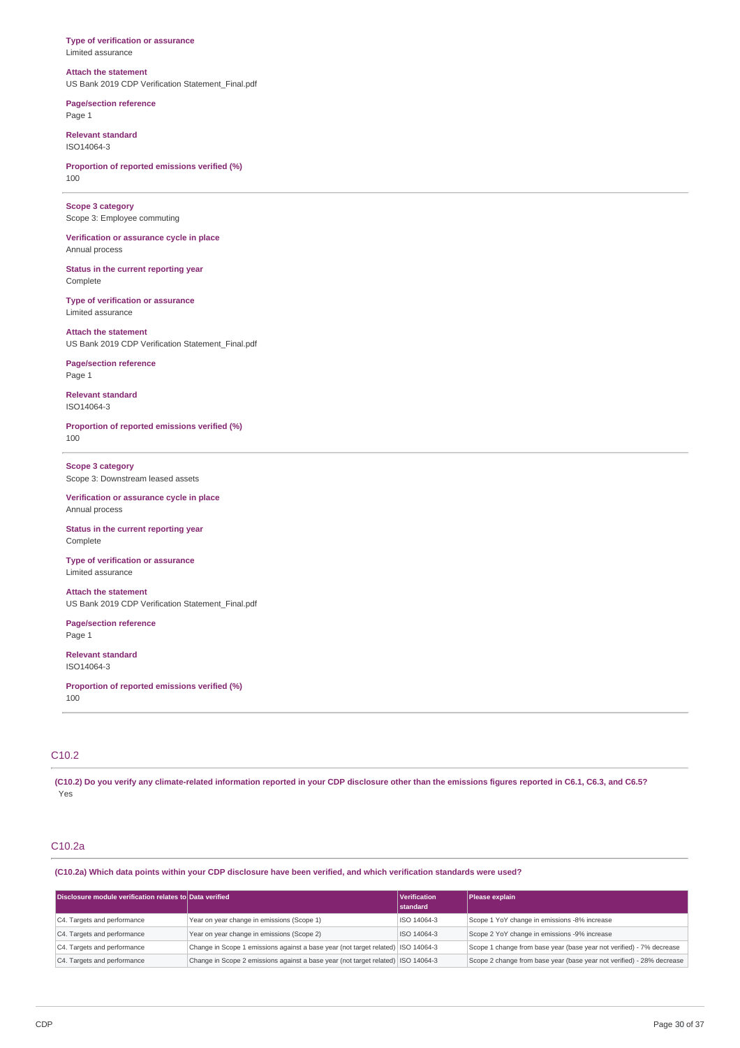**Type of verification or assurance**
Limited assurance

**Attach the statement**
US Bank 2019 CDP Verification Statement_Final.pdf

**Page/section reference**
Page 1

**Relevant standard**
ISO14064-3

**Proportion of reported emissions verified (%)**
100

---

**Scope 3 category**
Scope 3: Employee commuting

**Verification or assurance cycle in place**
Annual process

**Status in the current reporting year**
Complete

**Type of verification or assurance**
Limited assurance

**Attach the statement**
US Bank 2019 CDP Verification Statement_Final.pdf

**Page/section reference**
Page 1

**Relevant standard**
ISO14064-3

**Proportion of reported emissions verified (%)**
100

---

**Scope 3 category**
Scope 3: Downstream leased assets

**Verification or assurance cycle in place**
Annual process

**Status in the current reporting year**
Complete

**Type of verification or assurance**
Limited assurance

**Attach the statement**
US Bank 2019 CDP Verification Statement_Final.pdf

**Page/section reference**
Page 1

**Relevant standard**
ISO14064-3

**Proportion of reported emissions verified (%)**
100

---

## C10.2

**(C10.2) Do you verify any climate-related information reported in your CDP disclosure other than the emissions figures reported in C6.1, C6.3, and C6.5?**
Yes

## C10.2a

**(C10.2a) Which data points within your CDP disclosure have been verified, and which verification standards were used?**

| Disclosure module verification relates to | Data verified | Verification standard | Please explain |
|---|---|---|---|
| C4. Targets and performance | Year on year change in emissions (Scope 1) | ISO 14064-3 | Scope 1 YoY change in emissions -8% increase |
| C4. Targets and performance | Year on year change in emissions (Scope 2) | ISO 14064-3 | Scope 2 YoY change in emissions -9% increase |
| C4. Targets and performance | Change in Scope 1 emissions against a base year (not target related) | ISO 14064-3 | Scope 1 change from base year (base year not verified) - 7% decrease |
| C4. Targets and performance | Change in Scope 2 emissions against a base year (not target related) | ISO 14064-3 | Scope 2 change from base year (base year not verified) - 28% decrease |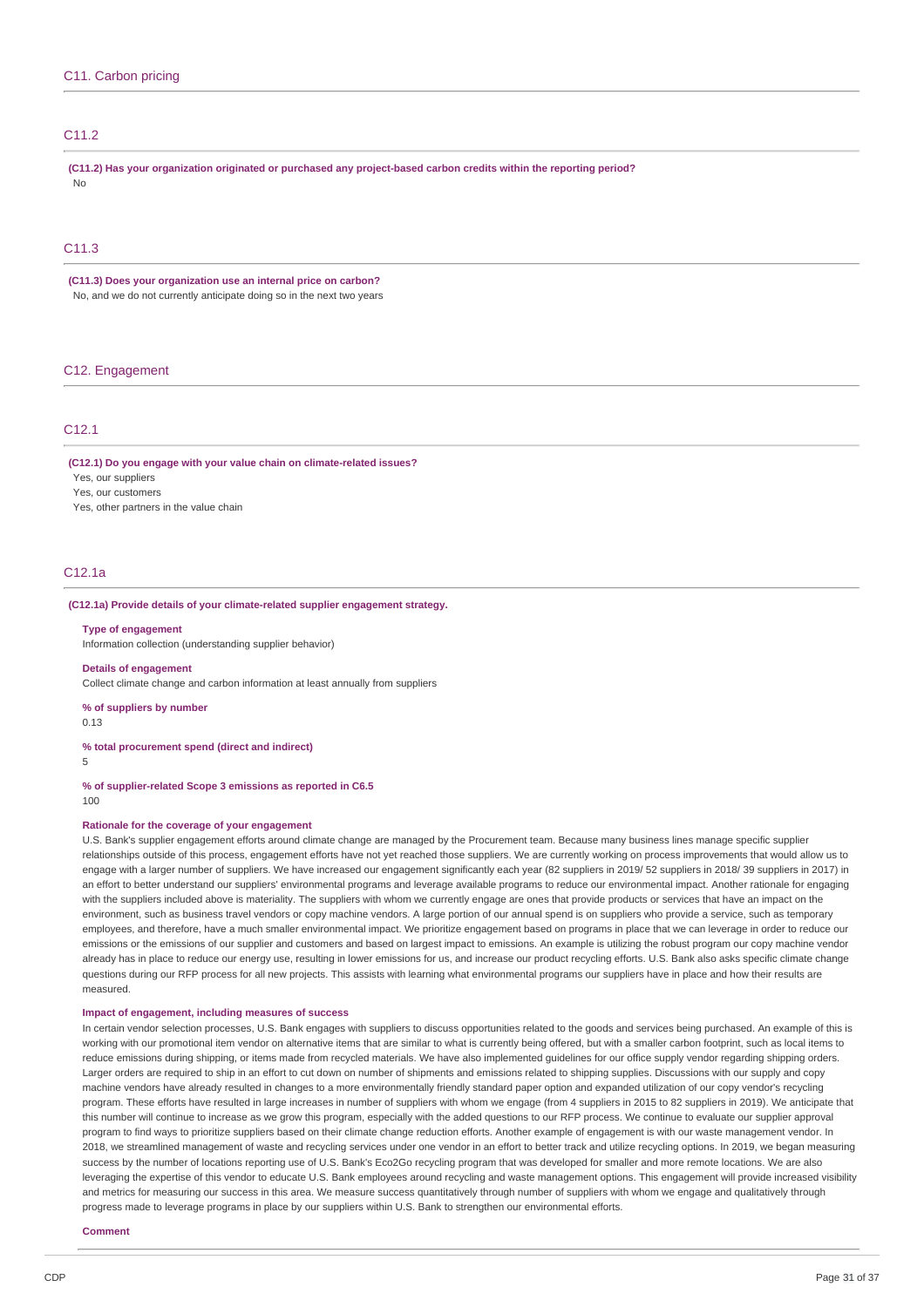## C11. Carbon pricing

### C11.2

**(C11.2) Has your organization originated or purchased any project-based carbon credits within the reporting period?**

No

### C11.3

**(C11.3) Does your organization use an internal price on carbon?**

No, and we do not currently anticipate doing so in the next two years

## C12. Engagement

### C12.1

**(C12.1) Do you engage with your value chain on climate-related issues?**

Yes, our suppliers

Yes, our customers

Yes, other partners in the value chain

### C12.1a

**(C12.1a) Provide details of your climate-related supplier engagement strategy.**

**Type of engagement**

Information collection (understanding supplier behavior)

**Details of engagement**

Collect climate change and carbon information at least annually from suppliers

**% of suppliers by number**

0.13

**% total procurement spend (direct and indirect)**

5

**% of supplier-related Scope 3 emissions as reported in C6.5**

100

**Rationale for the coverage of your engagement**

U.S. Bank's supplier engagement efforts around climate change are managed by the Procurement team. Because many business lines manage specific supplier relationships outside of this process, engagement efforts have not yet reached those suppliers. We are currently working on process improvements that would allow us to engage with a larger number of suppliers. We have increased our engagement significantly each year (82 suppliers in 2019/ 52 suppliers in 2018/ 39 suppliers in 2017) in an effort to better understand our suppliers' environmental programs and leverage available programs to reduce our environmental impact. Another rationale for engaging with the suppliers included above is materiality. The suppliers with whom we currently engage are ones that provide products or services that have an impact on the environment, such as business travel vendors or copy machine vendors. A large portion of our annual spend is on suppliers who provide a service, such as temporary employees, and therefore, have a much smaller environmental impact. We prioritize engagement based on programs in place that we can leverage in order to reduce our emissions or the emissions of our supplier and customers and based on largest impact to emissions. An example is utilizing the robust program our copy machine vendor already has in place to reduce our energy use, resulting in lower emissions for us, and increase our product recycling efforts. U.S. Bank also asks specific climate change questions during our RFP process for all new projects. This assists with learning what environmental programs our suppliers have in place and how their results are measured.

**Impact of engagement, including measures of success**

In certain vendor selection processes, U.S. Bank engages with suppliers to discuss opportunities related to the goods and services being purchased. An example of this is working with our promotional item vendor on alternative items that are similar to what is currently being offered, but with a smaller carbon footprint, such as local items to reduce emissions during shipping, or items made from recycled materials. We have also implemented guidelines for our office supply vendor regarding shipping orders. Larger orders are required to ship in an effort to cut down on number of shipments and emissions related to shipping supplies. Discussions with our supply and copy machine vendors have already resulted in changes to a more environmentally friendly standard paper option and expanded utilization of our copy vendor's recycling program. These efforts have resulted in large increases in number of suppliers with whom we engage (from 4 suppliers in 2015 to 82 suppliers in 2019). We anticipate that this number will continue to increase as we grow this program, especially with the added questions to our RFP process. We continue to evaluate our supplier approval program to find ways to prioritize suppliers based on their climate change reduction efforts. Another example of engagement is with our waste management vendor. In 2018, we streamlined management of waste and recycling services under one vendor in an effort to better track and utilize recycling options. In 2019, we began measuring success by the number of locations reporting use of U.S. Bank's Eco2Go recycling program that was developed for smaller and more remote locations. We are also leveraging the expertise of this vendor to educate U.S. Bank employees around recycling and waste management options. This engagement will provide increased visibility and metrics for measuring our success in this area. We measure success quantitatively through number of suppliers with whom we engage and qualitatively through progress made to leverage programs in place by our suppliers within U.S. Bank to strengthen our environmental efforts.

**Comment**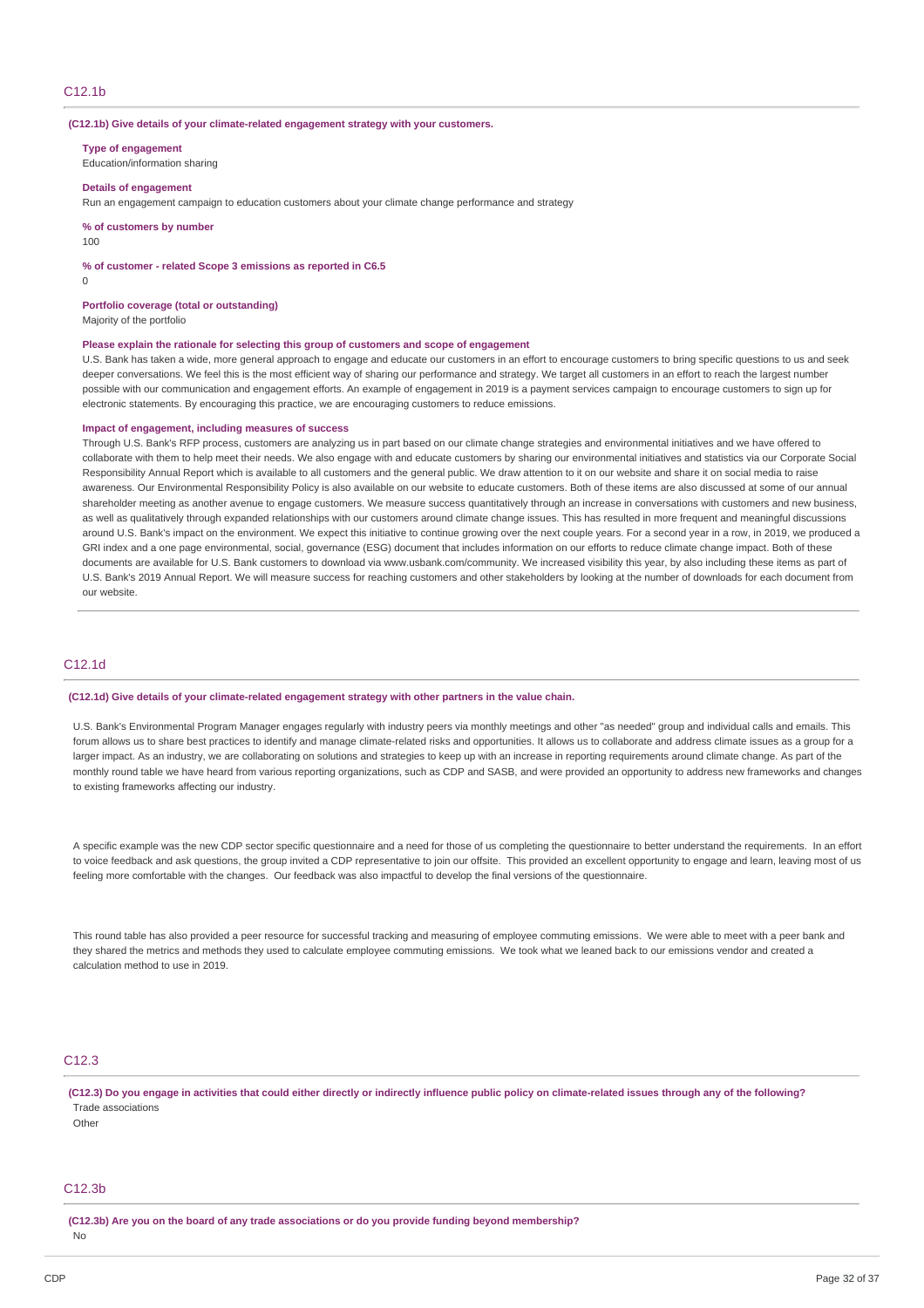## C12.1b

**(C12.1b) Give details of your climate-related engagement strategy with your customers.**

**Type of engagement**
Education/information sharing

**Details of engagement**
Run an engagement campaign to education customers about your climate change performance and strategy

**% of customers by number**
100

**% of customer - related Scope 3 emissions as reported in C6.5**
0

**Portfolio coverage (total or outstanding)**
Majority of the portfolio

**Please explain the rationale for selecting this group of customers and scope of engagement**
U.S. Bank has taken a wide, more general approach to engage and educate our customers in an effort to encourage customers to bring specific questions to us and seek deeper conversations. We feel this is the most efficient way of sharing our performance and strategy. We target all customers in an effort to reach the largest number possible with our communication and engagement efforts. An example of engagement in 2019 is a payment services campaign to encourage customers to sign up for electronic statements. By encouraging this practice, we are encouraging customers to reduce emissions.

**Impact of engagement, including measures of success**
Through U.S. Bank's RFP process, customers are analyzing us in part based on our climate change strategies and environmental initiatives and we have offered to collaborate with them to help meet their needs. We also engage with and educate customers by sharing our environmental initiatives and statistics via our Corporate Social Responsibility Annual Report which is available to all customers and the general public. We draw attention to it on our website and share it on social media to raise awareness. Our Environmental Responsibility Policy is also available on our website to educate customers. Both of these items are also discussed at some of our annual shareholder meeting as another avenue to engage customers. We measure success quantitatively through an increase in conversations with customers and new business, as well as qualitatively through expanded relationships with our customers around climate change issues. This has resulted in more frequent and meaningful discussions around U.S. Bank's impact on the environment. We expect this initiative to continue growing over the next couple years. For a second year in a row, in 2019, we produced a GRI index and a one page environmental, social, governance (ESG) document that includes information on our efforts to reduce climate change impact. Both of these documents are available for U.S. Bank customers to download via www.usbank.com/community. We increased visibility this year, by also including these items as part of U.S. Bank's 2019 Annual Report. We will measure success for reaching customers and other stakeholders by looking at the number of downloads for each document from our website.

## C12.1d

**(C12.1d) Give details of your climate-related engagement strategy with other partners in the value chain.**

U.S. Bank's Environmental Program Manager engages regularly with industry peers via monthly meetings and other "as needed" group and individual calls and emails. This forum allows us to share best practices to identify and manage climate-related risks and opportunities. It allows us to collaborate and address climate issues as a group for a larger impact. As an industry, we are collaborating on solutions and strategies to keep up with an increase in reporting requirements around climate change. As part of the monthly round table we have heard from various reporting organizations, such as CDP and SASB, and were provided an opportunity to address new frameworks and changes to existing frameworks affecting our industry.

A specific example was the new CDP sector specific questionnaire and a need for those of us completing the questionnaire to better understand the requirements. In an effort to voice feedback and ask questions, the group invited a CDP representative to join our offsite. This provided an excellent opportunity to engage and learn, leaving most of us feeling more comfortable with the changes. Our feedback was also impactful to develop the final versions of the questionnaire.

This round table has also provided a peer resource for successful tracking and measuring of employee commuting emissions. We were able to meet with a peer bank and they shared the metrics and methods they used to calculate employee commuting emissions. We took what we leaned back to our emissions vendor and created a calculation method to use in 2019.

## C12.3

**(C12.3) Do you engage in activities that could either directly or indirectly influence public policy on climate-related issues through any of the following?**
Trade associations
Other

## C12.3b

**(C12.3b) Are you on the board of any trade associations or do you provide funding beyond membership?**
No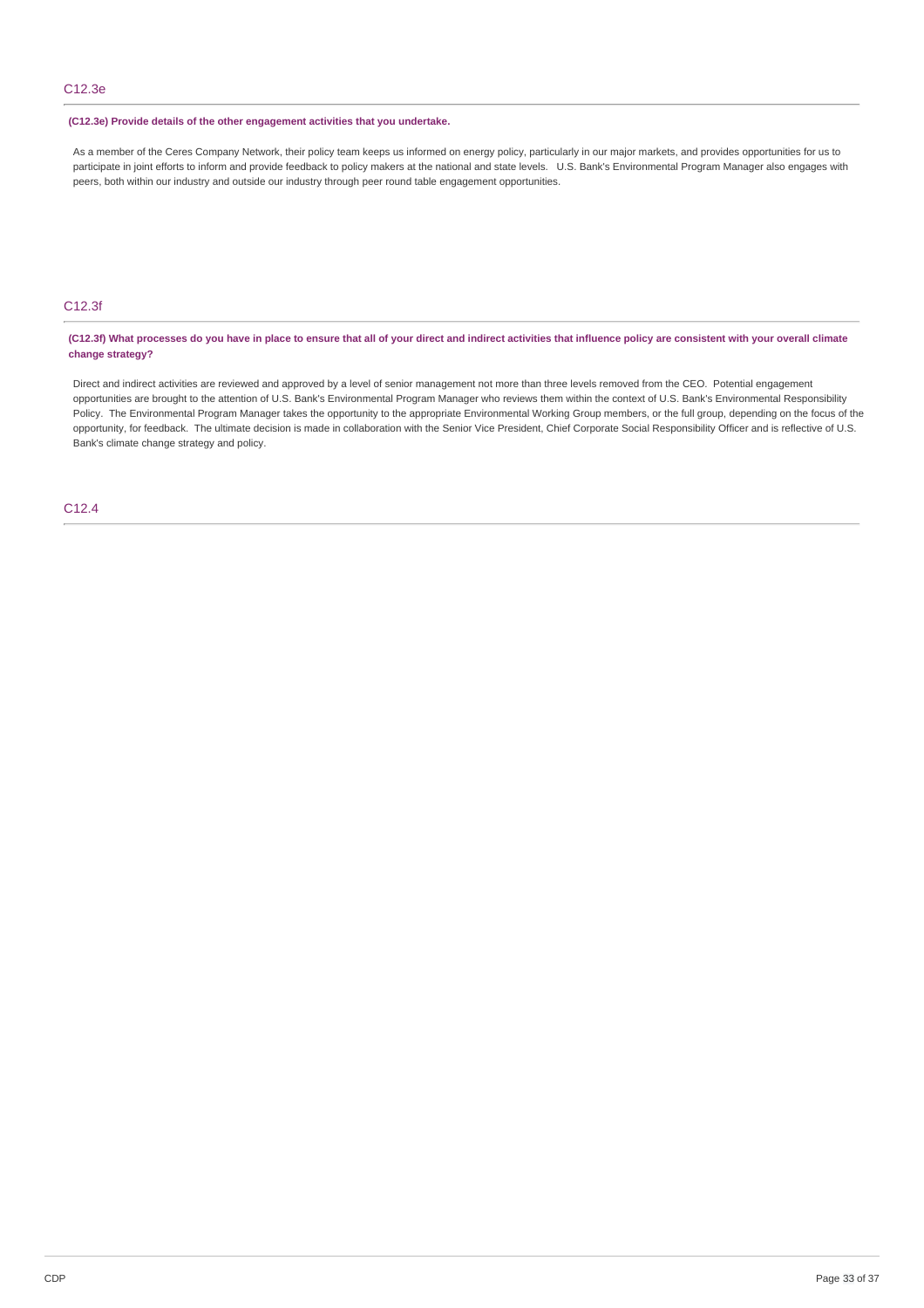## C12.3e

**(C12.3e) Provide details of the other engagement activities that you undertake.**

As a member of the Ceres Company Network, their policy team keeps us informed on energy policy, particularly in our major markets, and provides opportunities for us to participate in joint efforts to inform and provide feedback to policy makers at the national and state levels. U.S. Bank's Environmental Program Manager also engages with peers, both within our industry and outside our industry through peer round table engagement opportunities.

## C12.3f

**(C12.3f) What processes do you have in place to ensure that all of your direct and indirect activities that influence policy are consistent with your overall climate change strategy?**

Direct and indirect activities are reviewed and approved by a level of senior management not more than three levels removed from the CEO. Potential engagement opportunities are brought to the attention of U.S. Bank's Environmental Program Manager who reviews them within the context of U.S. Bank's Environmental Responsibility Policy. The Environmental Program Manager takes the opportunity to the appropriate Environmental Working Group members, or the full group, depending on the focus of the opportunity, for feedback. The ultimate decision is made in collaboration with the Senior Vice President, Chief Corporate Social Responsibility Officer and is reflective of U.S. Bank's climate change strategy and policy.

## C12.4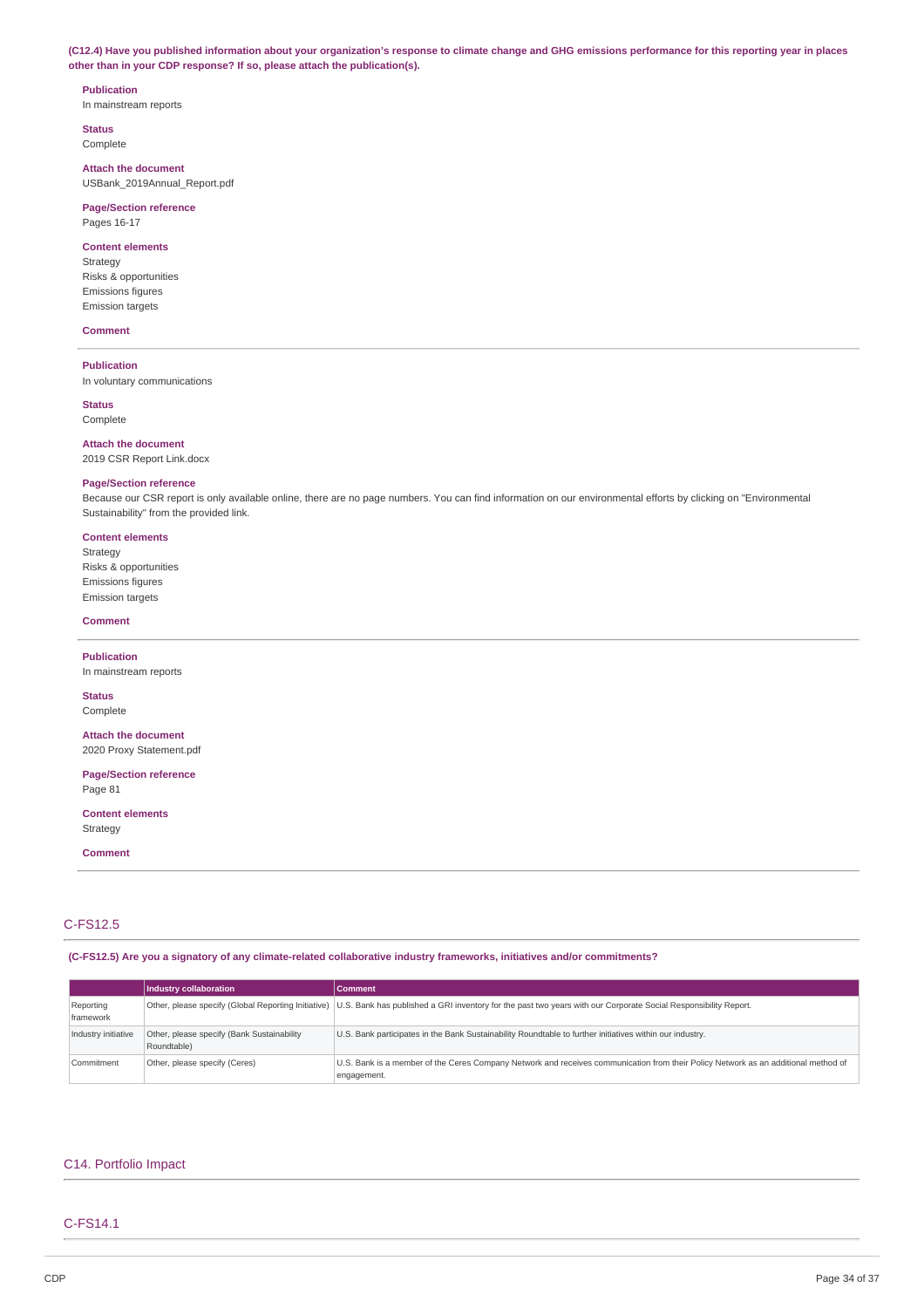**(C12.4) Have you published information about your organization's response to climate change and GHG emissions performance for this reporting year in places other than in your CDP response? If so, please attach the publication(s).**

**Publication**
In mainstream reports

**Status**
Complete

**Attach the document**
USBank_2019Annual_Report.pdf

**Page/Section reference**
Pages 16-17

**Content elements**
Strategy
Risks & opportunities
Emissions figures
Emission targets

**Comment**

---

**Publication**
In voluntary communications

**Status**
Complete

**Attach the document**
2019 CSR Report Link.docx

**Page/Section reference**
Because our CSR report is only available online, there are no page numbers. You can find information on our environmental efforts by clicking on "Environmental Sustainability" from the provided link.

**Content elements**
Strategy
Risks & opportunities
Emissions figures
Emission targets

**Comment**

---

**Publication**
In mainstream reports

**Status**
Complete

**Attach the document**
2020 Proxy Statement.pdf

**Page/Section reference**
Page 81

**Content elements**
Strategy

**Comment**

---

## C-FS12.5

**(C-FS12.5) Are you a signatory of any climate-related collaborative industry frameworks, initiatives and/or commitments?**

| | Industry collaboration | Comment |
|---|---|---|
| Reporting framework | Other, please specify (Global Reporting Initiative) | U.S. Bank has published a GRI inventory for the past two years with our Corporate Social Responsibility Report. |
| Industry initiative | Other, please specify (Bank Sustainability Roundtable) | U.S. Bank participates in the Bank Sustainability Roundtable to further initiatives within our industry. |
| Commitment | Other, please specify (Ceres) | U.S. Bank is a member of the Ceres Company Network and receives communication from their Policy Network as an additional method of engagement. |

## C14. Portfolio Impact

## C-FS14.1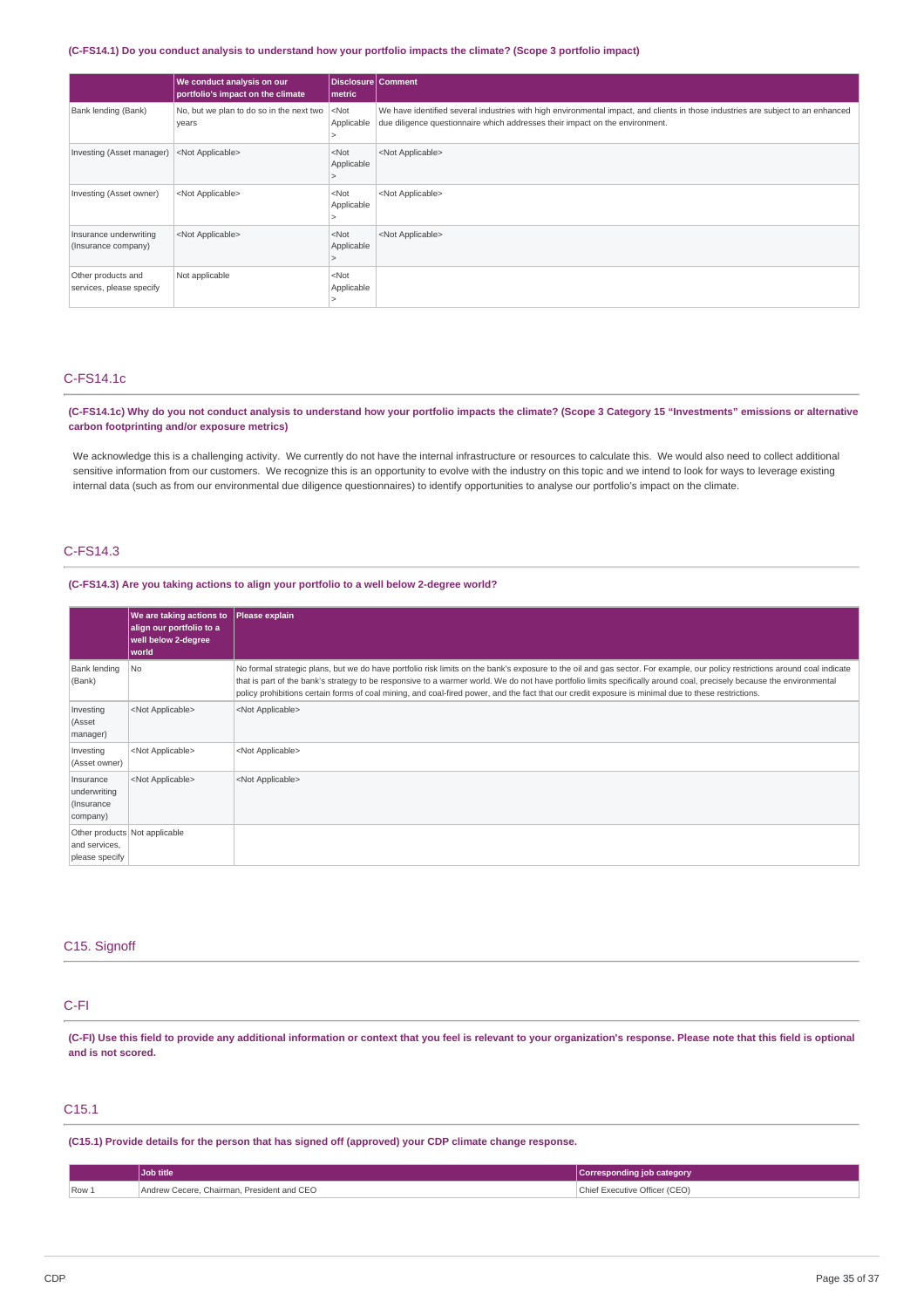**(C-FS14.1) Do you conduct analysis to understand how your portfolio impacts the climate? (Scope 3 portfolio impact)**

| | We conduct analysis on our portfolio's impact on the climate | Disclosure metric | Comment |
|---|---|---|---|
| Bank lending (Bank) | No, but we plan to do so in the next two years | <Not Applicable> | We have identified several industries with high environmental impact, and clients in those industries are subject to an enhanced due diligence questionnaire which addresses their impact on the environment. |
| Investing (Asset manager) | <Not Applicable> | <Not Applicable> | <Not Applicable> |
| Investing (Asset owner) | <Not Applicable> | <Not Applicable> | <Not Applicable> |
| Insurance underwriting (Insurance company) | <Not Applicable> | <Not Applicable> | <Not Applicable> |
| Other products and services, please specify | Not applicable | <Not Applicable> | |

## C-FS14.1c

**(C-FS14.1c) Why do you not conduct analysis to understand how your portfolio impacts the climate? (Scope 3 Category 15 "Investments" emissions or alternative carbon footprinting and/or exposure metrics)**

We acknowledge this is a challenging activity. We currently do not have the internal infrastructure or resources to calculate this. We would also need to collect additional sensitive information from our customers. We recognize this is an opportunity to evolve with the industry on this topic and we intend to look for ways to leverage existing internal data (such as from our environmental due diligence questionnaires) to identify opportunities to analyse our portfolio's impact on the climate.

## C-FS14.3

**(C-FS14.3) Are you taking actions to align your portfolio to a well below 2-degree world?**

| | We are taking actions to align our portfolio to a well below 2-degree world | Please explain |
|---|---|---|
| Bank lending (Bank) | No | No formal strategic plans, but we do have portfolio risk limits on the bank's exposure to the oil and gas sector. For example, our policy restrictions around coal indicate that is part of the bank's strategy to be responsive to a warmer world. We do not have portfolio limits specifically around coal, precisely because the environmental policy prohibitions certain forms of coal mining, and coal-fired power, and the fact that our credit exposure is minimal due to these restrictions. |
| Investing (Asset manager) | <Not Applicable> | <Not Applicable> |
| Investing (Asset owner) | <Not Applicable> | <Not Applicable> |
| Insurance underwriting (Insurance company) | <Not Applicable> | <Not Applicable> |
| Other products and services, please specify | Not applicable | |

## C15. Signoff

## C-FI

**(C-FI) Use this field to provide any additional information or context that you feel is relevant to your organization's response. Please note that this field is optional and is not scored.**

## C15.1

**(C15.1) Provide details for the person that has signed off (approved) your CDP climate change response.**

| | Job title | Corresponding job category |
|---|---|---|
| Row 1 | Andrew Cecere, Chairman, President and CEO | Chief Executive Officer (CEO) |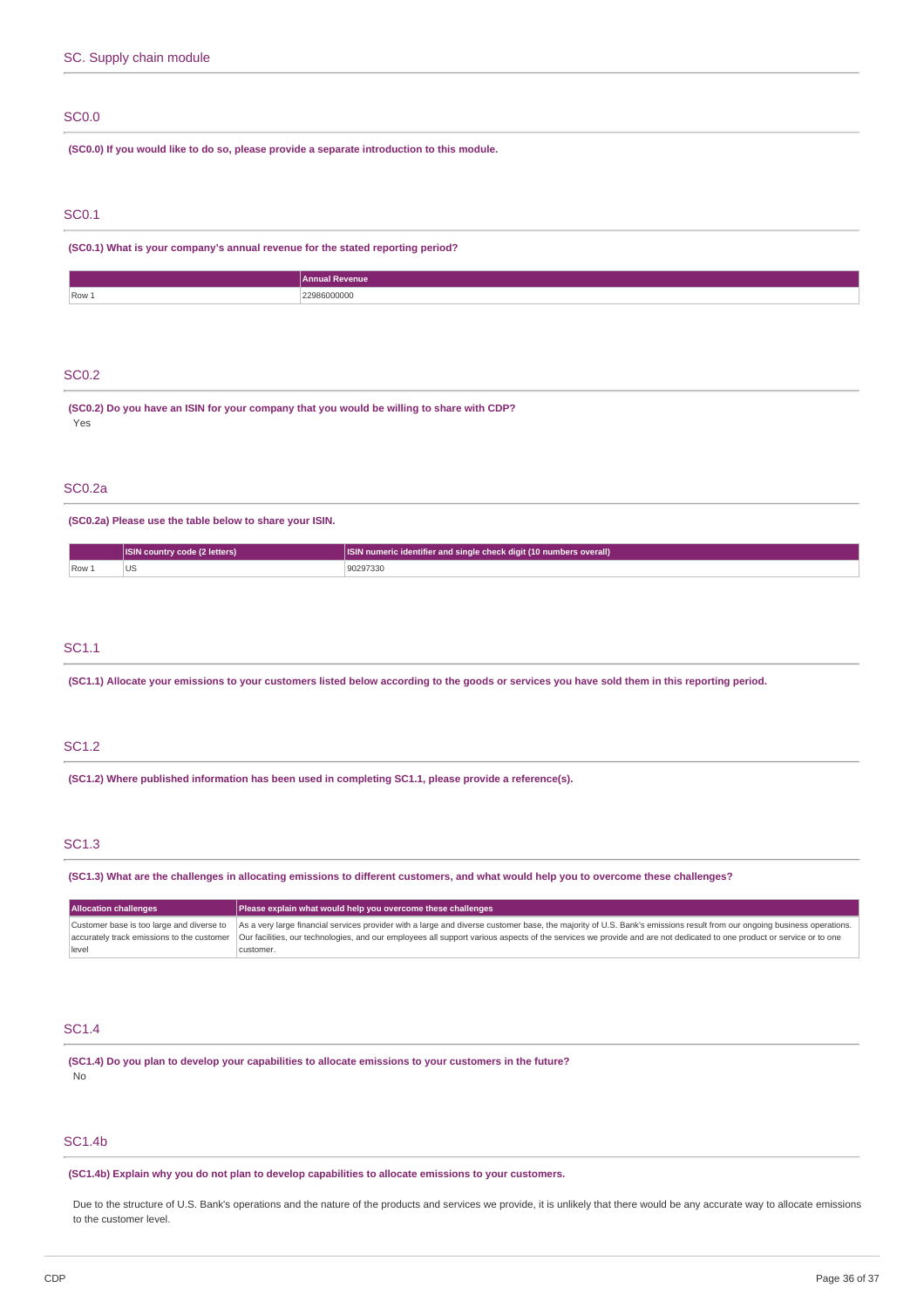## SC. Supply chain module

### SC0.0

**(SC0.0) If you would like to do so, please provide a separate introduction to this module.**

### SC0.1

**(SC0.1) What is your company's annual revenue for the stated reporting period?**

| | Annual Revenue |
|---|---|
| Row 1 | 22986000000 |

### SC0.2

**(SC0.2) Do you have an ISIN for your company that you would be willing to share with CDP?**

Yes

### SC0.2a

**(SC0.2a) Please use the table below to share your ISIN.**

| | ISIN country code (2 letters) | ISIN numeric identifier and single check digit (10 numbers overall) |
|---|---|---|
| Row 1 | US | 90297330 |

### SC1.1

**(SC1.1) Allocate your emissions to your customers listed below according to the goods or services you have sold them in this reporting period.**

### SC1.2

**(SC1.2) Where published information has been used in completing SC1.1, please provide a reference(s).**

### SC1.3

**(SC1.3) What are the challenges in allocating emissions to different customers, and what would help you to overcome these challenges?**

| Allocation challenges | Please explain what would help you overcome these challenges |
|---|---|
| Customer base is too large and diverse to accurately track emissions to the customer level | As a very large financial services provider with a large and diverse customer base, the majority of U.S. Bank's emissions result from our ongoing business operations. Our facilities, our technologies, and our employees all support various aspects of the services we provide and are not dedicated to one product or service or to one customer. |

### SC1.4

**(SC1.4) Do you plan to develop your capabilities to allocate emissions to your customers in the future?**

No

### SC1.4b

**(SC1.4b) Explain why you do not plan to develop capabilities to allocate emissions to your customers.**

Due to the structure of U.S. Bank's operations and the nature of the products and services we provide, it is unlikely that there would be any accurate way to allocate emissions to the customer level.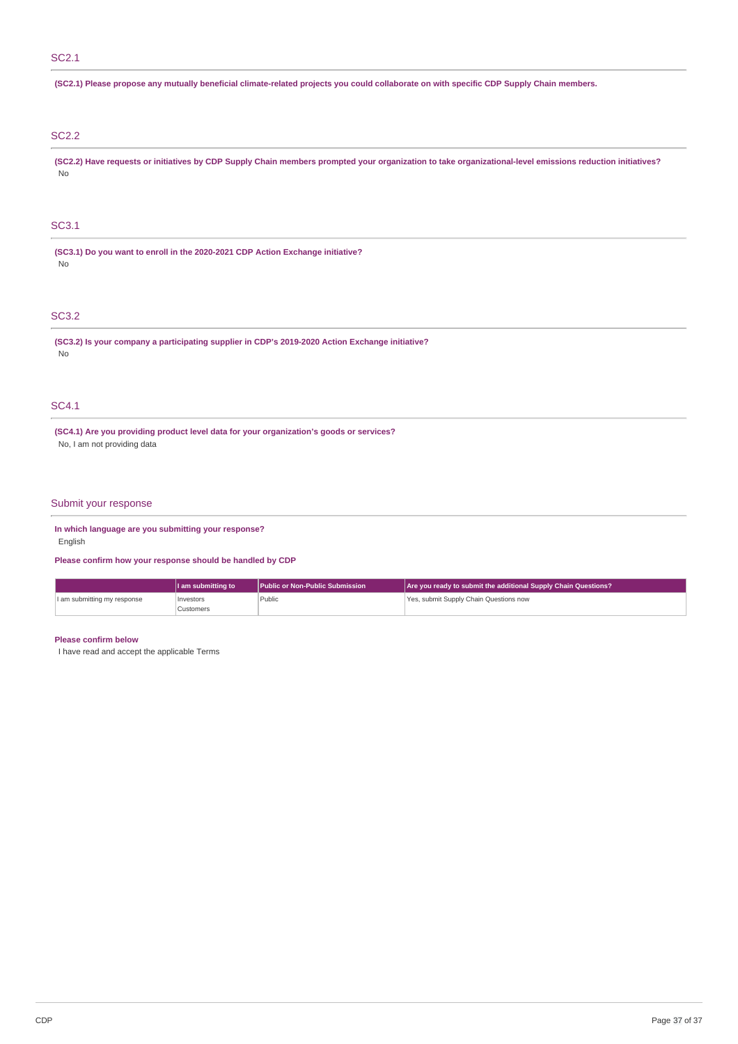## SC2.1

**(SC2.1) Please propose any mutually beneficial climate-related projects you could collaborate on with specific CDP Supply Chain members.**

## SC2.2

**(SC2.2) Have requests or initiatives by CDP Supply Chain members prompted your organization to take organizational-level emissions reduction initiatives?**

No

## SC3.1

**(SC3.1) Do you want to enroll in the 2020-2021 CDP Action Exchange initiative?**

No

## SC3.2

**(SC3.2) Is your company a participating supplier in CDP's 2019-2020 Action Exchange initiative?**

No

## SC4.1

**(SC4.1) Are you providing product level data for your organization's goods or services?**

No, I am not providing data

## Submit your response

**In which language are you submitting your response?**

English

**Please confirm how your response should be handled by CDP**

| | I am submitting to | Public or Non-Public Submission | Are you ready to submit the additional Supply Chain Questions? |
|---|---|---|---|
| I am submitting my response | Investors<br>Customers | Public | Yes, submit Supply Chain Questions now |

**Please confirm below**

I have read and accept the applicable Terms